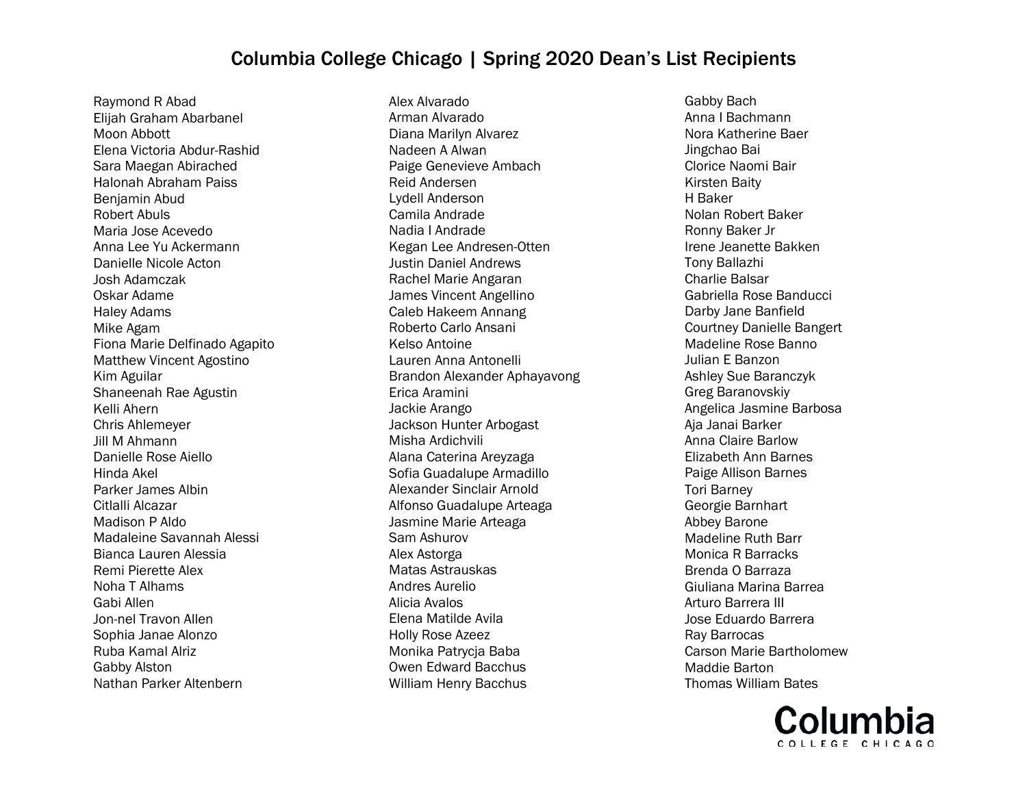# Columbia College Chicago | Spring 2020 Dean's List Recipients

Raymond R Abad
Elijah Graham Abarbanel
Moon Abbott
Elena Victoria Abdur-Rashid
Sara Maegan Abirached
Halonah Abraham Paiss
Benjamin Abud
Robert Abuls
Maria Jose Acevedo
Anna Lee Yu Ackermann
Danielle Nicole Acton
Josh Adamczak
Oskar Adame
Haley Adams
Mike Agam
Fiona Marie Delfinado Agapito
Matthew Vincent Agostino
Kim Aguilar
Shaneenah Rae Agustin
Kelli Ahern
Chris Ahlemeyer
Jill M Ahmann
Danielle Rose Aiello
Hinda Akel
Parker James Albin
Citlalli Alcazar
Madison P Aldo
Madaleine Savannah Alessi
Bianca Lauren Alessia
Remi Pierette Alex
Noha T Alhams
Gabi Allen
Jon-nel Travon Allen
Sophia Janae Alonzo
Ruba Kamal Alriz
Gabby Alston
Nathan Parker Altenbern
Alex Alvarado
Arman Alvarado
Diana Marilyn Alvarez
Nadeen A Alwan
Paige Genevieve Ambach
Reid Andersen
Lydell Anderson
Camila Andrade
Nadia I Andrade
Kegan Lee Andresen-Otten
Justin Daniel Andrews
Rachel Marie Angaran
James Vincent Angellino
Caleb Hakeem Annang
Roberto Carlo Ansani
Kelso Antoine
Lauren Anna Antonelli
Brandon Alexander Aphayavong
Erica Aramini
Jackie Arango
Jackson Hunter Arbogast
Misha Ardichvili
Alana Caterina Areyzaga
Sofia Guadalupe Armadillo
Alexander Sinclair Arnold
Alfonso Guadalupe Arteaga
Jasmine Marie Arteaga
Sam Ashurov
Alex Astorga
Matas Astrauskas
Andres Aurelio
Alicia Avalos
Elena Matilde Avila
Holly Rose Azeez
Monika Patrycja Baba
Owen Edward Bacchus
William Henry Bacchus
Gabby Bach
Anna I Bachmann
Nora Katherine Baer
Jingchao Bai
Clorice Naomi Bair
Kirsten Baity
H Baker
Nolan Robert Baker
Ronny Baker Jr
Irene Jeanette Bakken
Tony Ballazhi
Charlie Balsar
Gabriella Rose Banducci
Darby Jane Banfield
Courtney Danielle Bangert
Madeline Rose Banno
Julian E Banzon
Ashley Sue Baranczyk
Greg Baranovskiy
Angelica Jasmine Barbosa
Aja Janai Barker
Anna Claire Barlow
Elizabeth Ann Barnes
Paige Allison Barnes
Tori Barney
Georgie Barnhart
Abbey Barone
Madeline Ruth Barr
Monica R Barracks
Brenda O Barraza
Giuliana Marina Barrea
Arturo Barrera III
Jose Eduardo Barrera
Ray Barrocas
Carson Marie Bartholomew
Maddie Barton
Thomas William Bates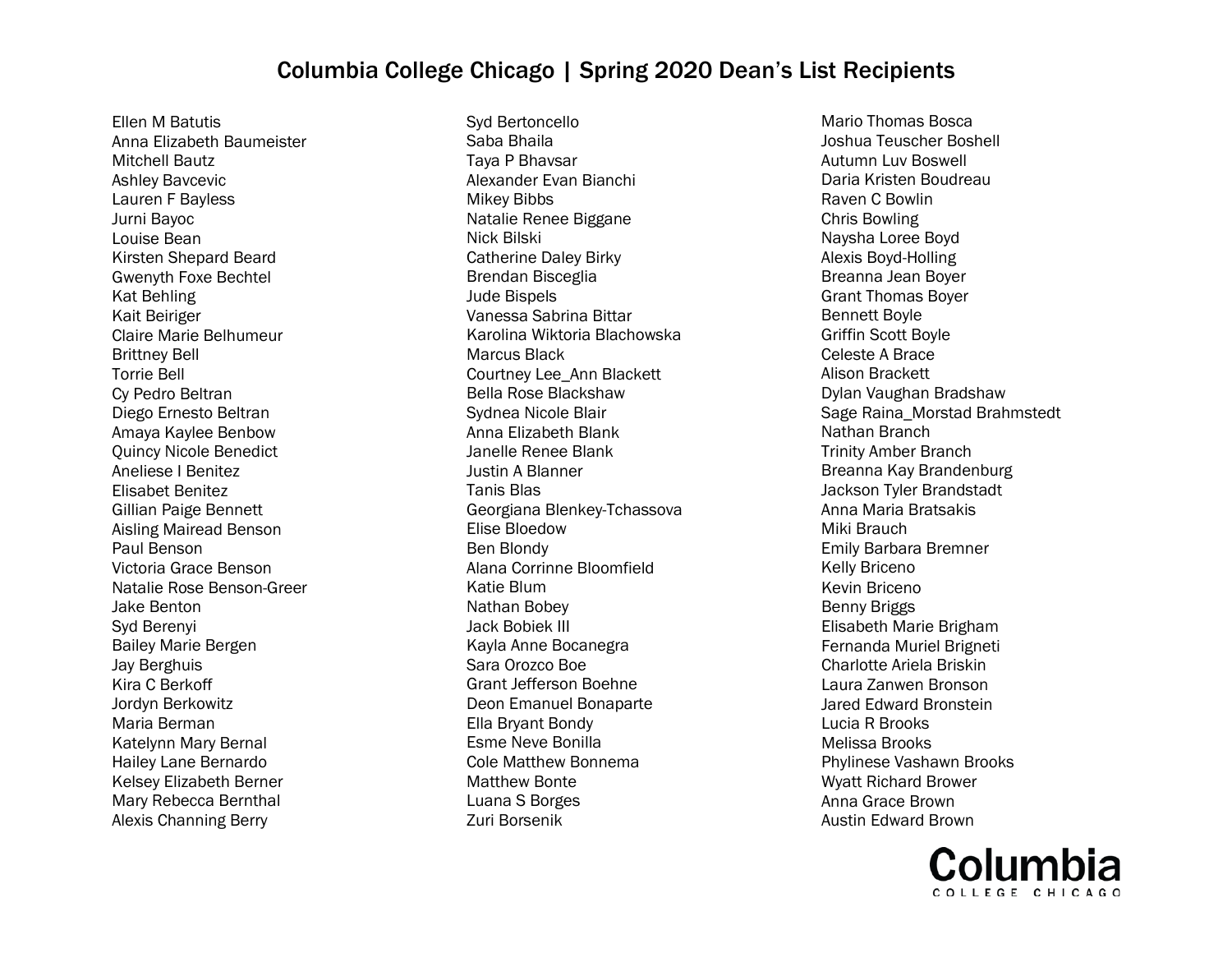# Columbia College Chicago | Spring 2020 Dean's List Recipients

Ellen M Batutis
Anna Elizabeth Baumeister
Mitchell Bautz
Ashley Bavcevic
Lauren F Bayless
Jurni Bayoc
Louise Bean
Kirsten Shepard Beard
Gwenyth Foxe Bechtel
Kat Behling
Kait Beiriger
Claire Marie Belhumeur
Brittney Bell
Torrie Bell
Cy Pedro Beltran
Diego Ernesto Beltran
Amaya Kaylee Benbow
Quincy Nicole Benedict
Aneliese I Benitez
Elisabet Benitez
Gillian Paige Bennett
Aisling Mairead Benson
Paul Benson
Victoria Grace Benson
Natalie Rose Benson-Greer
Jake Benton
Syd Berenyi
Bailey Marie Bergen
Jay Berghuis
Kira C Berkoff
Jordyn Berkowitz
Maria Berman
Katelynn Mary Bernal
Hailey Lane Bernardo
Kelsey Elizabeth Berner
Mary Rebecca Bernthal
Alexis Channing Berry
Syd Bertoncello
Saba Bhaila
Taya P Bhavsar
Alexander Evan Bianchi
Mikey Bibbs
Natalie Renee Biggane
Nick Bilski
Catherine Daley Birky
Brendan Bisceglia
Jude Bispels
Vanessa Sabrina Bittar
Karolina Wiktoria Blachowska
Marcus Black
Courtney Lee_Ann Blackett
Bella Rose Blackshaw
Sydnea Nicole Blair
Anna Elizabeth Blank
Janelle Renee Blank
Justin A Blanner
Tanis Blas
Georgiana Blenkey-Tchassova
Elise Bloedow
Ben Blondy
Alana Corrinne Bloomfield
Katie Blum
Nathan Bobey
Jack Bobiek III
Kayla Anne Bocanegra
Sara Orozco Boe
Grant Jefferson Boehne
Deon Emanuel Bonaparte
Ella Bryant Bondy
Esme Neve Bonilla
Cole Matthew Bonnema
Matthew Bonte
Luana S Borges
Zuri Borsenik
Mario Thomas Bosca
Joshua Teuscher Boshell
Autumn Luv Boswell
Daria Kristen Boudreau
Raven C Bowlin
Chris Bowling
Naysha Loree Boyd
Alexis Boyd-Holling
Breanna Jean Boyer
Grant Thomas Boyer
Bennett Boyle
Griffin Scott Boyle
Celeste A Brace
Alison Brackett
Dylan Vaughan Bradshaw
Sage Raina_Morstad Brahmstedt
Nathan Branch
Trinity Amber Branch
Breanna Kay Brandenburg
Jackson Tyler Brandstadt
Anna Maria Bratsakis
Miki Brauch
Emily Barbara Bremner
Kelly Briceno
Kevin Briceno
Benny Briggs
Elisabeth Marie Brigham
Fernanda Muriel Brigneti
Charlotte Ariela Briskin
Laura Zanwen Bronson
Jared Edward Bronstein
Lucia R Brooks
Melissa Brooks
Phylinese Vashawn Brooks
Wyatt Richard Brower
Anna Grace Brown
Austin Edward Brown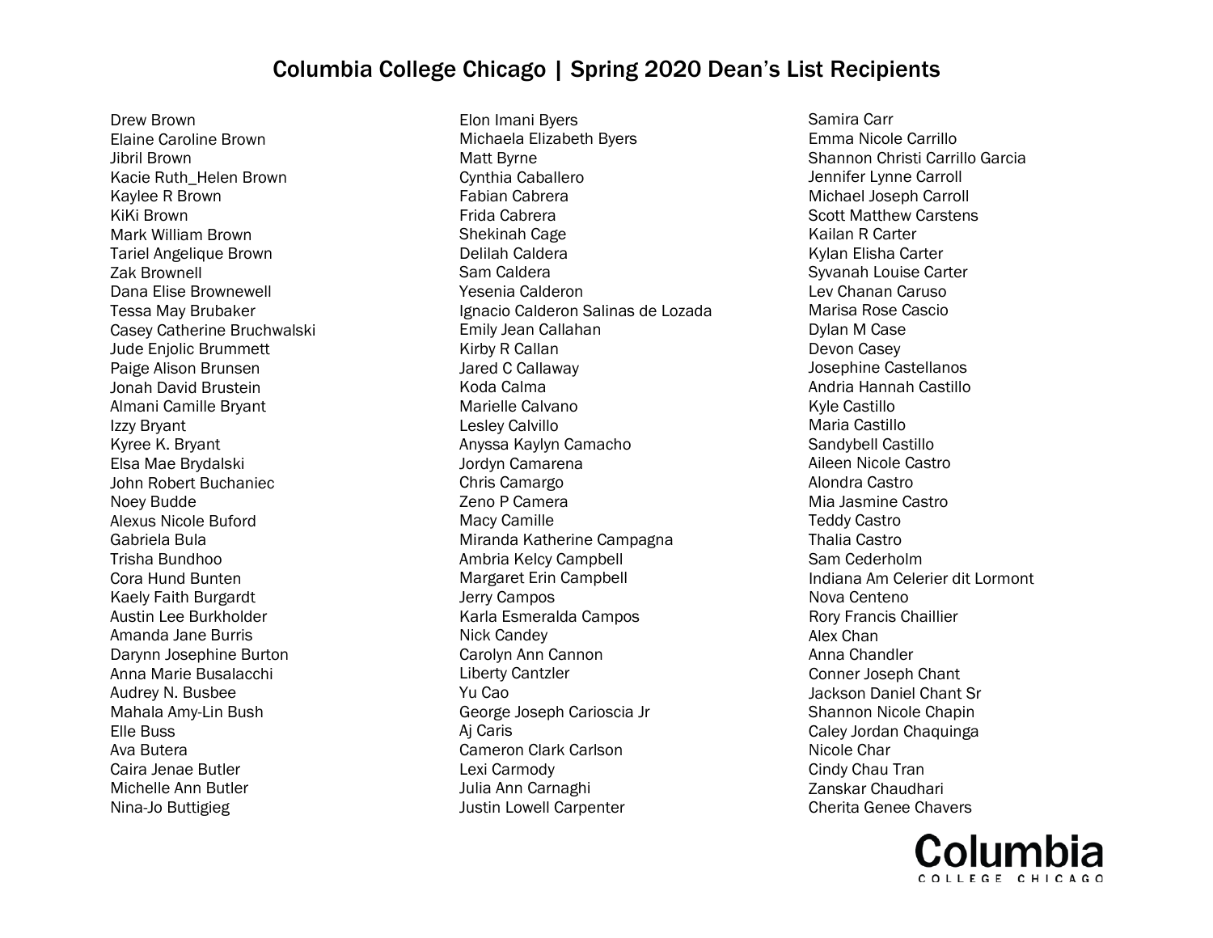# Columbia College Chicago | Spring 2020 Dean's List Recipients

Drew Brown
Elaine Caroline Brown
Jibril Brown
Kacie Ruth_Helen Brown
Kaylee R Brown
KiKi Brown
Mark William Brown
Tariel Angelique Brown
Zak Brownell
Dana Elise Brownewell
Tessa May Brubaker
Casey Catherine Bruchwalski
Jude Enjolic Brummett
Paige Alison Brunsen
Jonah David Brustein
Almani Camille Bryant
Izzy Bryant
Kyree K. Bryant
Elsa Mae Brydalski
John Robert Buchaniec
Noey Budde
Alexus Nicole Buford
Gabriela Bula
Trisha Bundhoo
Cora Hund Bunten
Kaely Faith Burgardt
Austin Lee Burkholder
Amanda Jane Burris
Darynn Josephine Burton
Anna Marie Busalacchi
Audrey N. Busbee
Mahala Amy-Lin Bush
Elle Buss
Ava Butera
Caira Jenae Butler
Michelle Ann Butler
Nina-Jo Buttigieg
Elon Imani Byers
Michaela Elizabeth Byers
Matt Byrne
Cynthia Caballero
Fabian Cabrera
Frida Cabrera
Shekinah Cage
Delilah Caldera
Sam Caldera
Yesenia Calderon
Ignacio Calderon Salinas de Lozada
Emily Jean Callahan
Kirby R Callan
Jared C Callaway
Koda Calma
Marielle Calvano
Lesley Calvillo
Anyssa Kaylyn Camacho
Jordyn Camarena
Chris Camargo
Zeno P Camera
Macy Camille
Miranda Katherine Campagna
Ambria Kelcy Campbell
Margaret Erin Campbell
Jerry Campos
Karla Esmeralda Campos
Nick Candey
Carolyn Ann Cannon
Liberty Cantzler
Yu Cao
George Joseph Carioscia Jr
Aj Caris
Cameron Clark Carlson
Lexi Carmody
Julia Ann Carnaghi
Justin Lowell Carpenter
Samira Carr
Emma Nicole Carrillo
Shannon Christi Carrillo Garcia
Jennifer Lynne Carroll
Michael Joseph Carroll
Scott Matthew Carstens
Kailan R Carter
Kylan Elisha Carter
Syvanah Louise Carter
Lev Chanan Caruso
Marisa Rose Cascio
Dylan M Case
Devon Casey
Josephine Castellanos
Andria Hannah Castillo
Kyle Castillo
Maria Castillo
Sandybell Castillo
Aileen Nicole Castro
Alondra Castro
Mia Jasmine Castro
Teddy Castro
Thalia Castro
Sam Cederholm
Indiana Am Celerier dit Lormont
Nova Centeno
Rory Francis Chaillier
Alex Chan
Anna Chandler
Conner Joseph Chant
Jackson Daniel Chant Sr
Shannon Nicole Chapin
Caley Jordan Chaquinga
Nicole Char
Cindy Chau Tran
Zanskar Chaudhari
Cherita Genee Chavers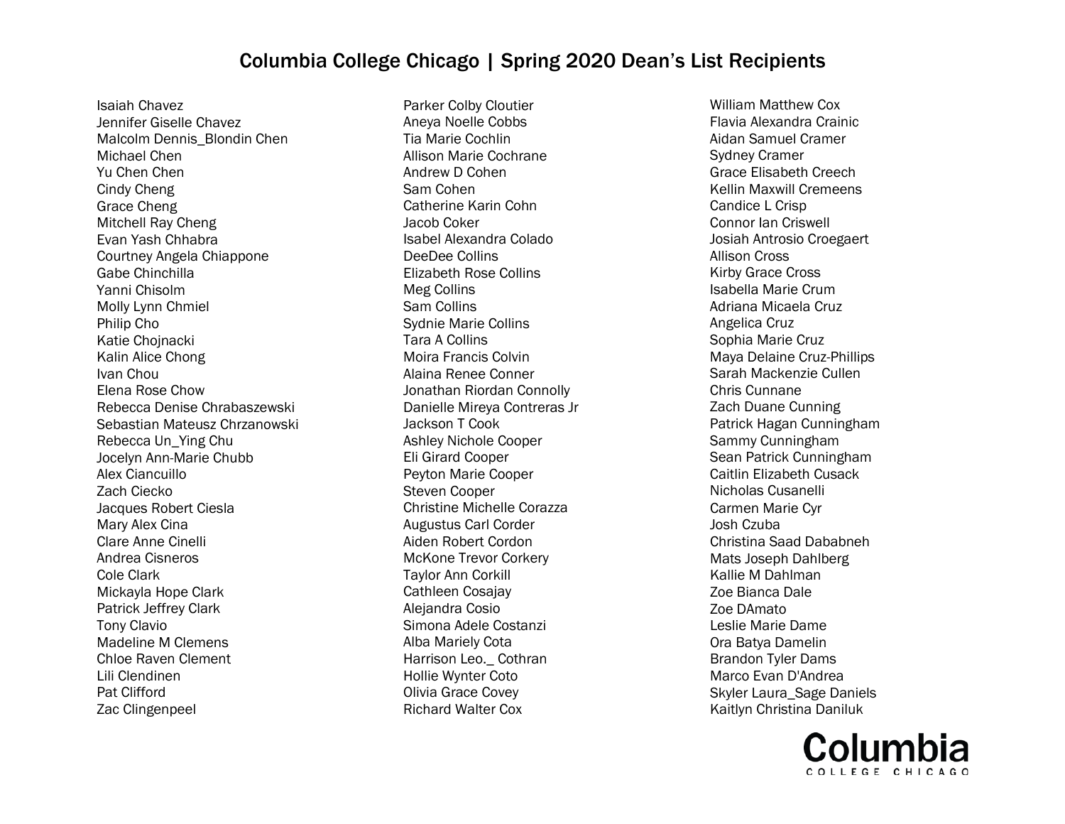# Columbia College Chicago | Spring 2020 Dean's List Recipients

Isaiah Chavez
Jennifer Giselle Chavez
Malcolm Dennis_Blondin Chen
Michael Chen
Yu Chen Chen
Cindy Cheng
Grace Cheng
Mitchell Ray Cheng
Evan Yash Chhabra
Courtney Angela Chiappone
Gabe Chinchilla
Yanni Chisolm
Molly Lynn Chmiel
Philip Cho
Katie Chojnacki
Kalin Alice Chong
Ivan Chou
Elena Rose Chow
Rebecca Denise Chrabaszewski
Sebastian Mateusz Chrzanowski
Rebecca Un_Ying Chu
Jocelyn Ann-Marie Chubb
Alex Ciancuillo
Zach Ciecko
Jacques Robert Ciesla
Mary Alex Cina
Clare Anne Cinelli
Andrea Cisneros
Cole Clark
Mickayla Hope Clark
Patrick Jeffrey Clark
Tony Clavio
Madeline M Clemens
Chloe Raven Clement
Lili Clendinen
Pat Clifford
Zac Clingenpeel
Parker Colby Cloutier
Aneya Noelle Cobbs
Tia Marie Cochlin
Allison Marie Cochrane
Andrew D Cohen
Sam Cohen
Catherine Karin Cohn
Jacob Coker
Isabel Alexandra Colado
DeeDee Collins
Elizabeth Rose Collins
Meg Collins
Sam Collins
Sydnie Marie Collins
Tara A Collins
Moira Francis Colvin
Alaina Renee Conner
Jonathan Riordan Connolly
Danielle Mireya Contreras Jr
Jackson T Cook
Ashley Nichole Cooper
Eli Girard Cooper
Peyton Marie Cooper
Steven Cooper
Christine Michelle Corazza
Augustus Carl Corder
Aiden Robert Cordon
McKone Trevor Corkery
Taylor Ann Corkill
Cathleen Cosajay
Alejandra Cosio
Simona Adele Costanzi
Alba Mariely Cota
Harrison Leo._ Cothran
Hollie Wynter Coto
Olivia Grace Covey
Richard Walter Cox
William Matthew Cox
Flavia Alexandra Crainic
Aidan Samuel Cramer
Sydney Cramer
Grace Elisabeth Creech
Kellin Maxwill Cremeens
Candice L Crisp
Connor Ian Criswell
Josiah Antrosio Croegaert
Allison Cross
Kirby Grace Cross
Isabella Marie Crum
Adriana Micaela Cruz
Angelica Cruz
Sophia Marie Cruz
Maya Delaine Cruz-Phillips
Sarah Mackenzie Cullen
Chris Cunnane
Zach Duane Cunning
Patrick Hagan Cunningham
Sammy Cunningham
Sean Patrick Cunningham
Caitlin Elizabeth Cusack
Nicholas Cusanelli
Carmen Marie Cyr
Josh Czuba
Christina Saad Dababneh
Mats Joseph Dahlberg
Kallie M Dahlman
Zoe Bianca Dale
Zoe DAmato
Leslie Marie Dame
Ora Batya Damelin
Brandon Tyler Dams
Marco Evan D'Andrea
Skyler Laura_Sage Daniels
Kaitlyn Christina Daniluk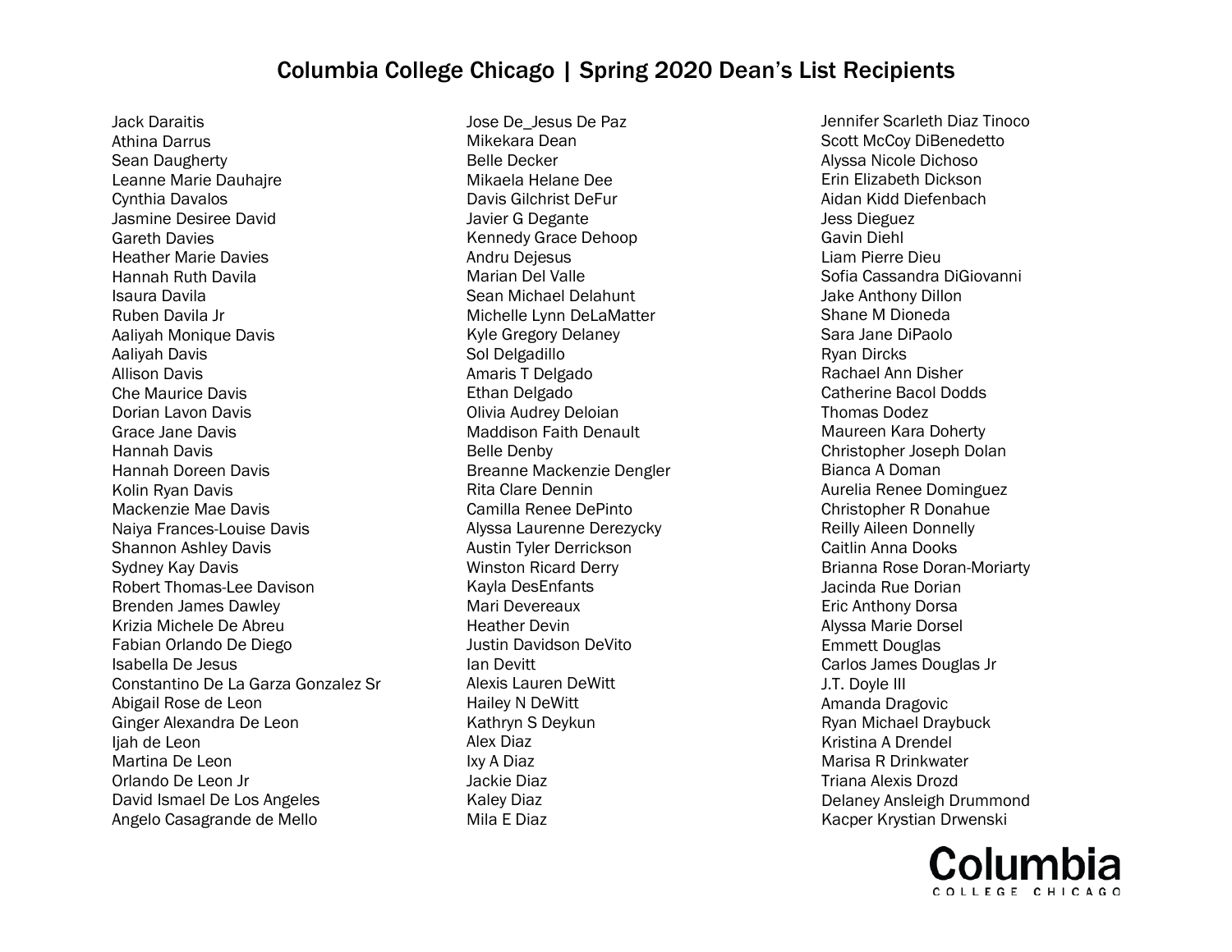# Columbia College Chicago | Spring 2020 Dean's List Recipients

Jack Daraitis
Athina Darrus
Sean Daugherty
Leanne Marie Dauhajre
Cynthia Davalos
Jasmine Desiree David
Gareth Davies
Heather Marie Davies
Hannah Ruth Davila
Isaura Davila
Ruben Davila Jr
Aaliyah Monique Davis
Aaliyah Davis
Allison Davis
Che Maurice Davis
Dorian Lavon Davis
Grace Jane Davis
Hannah Davis
Hannah Doreen Davis
Kolin Ryan Davis
Mackenzie Mae Davis
Naiya Frances-Louise Davis
Shannon Ashley Davis
Sydney Kay Davis
Robert Thomas-Lee Davison
Brenden James Dawley
Krizia Michele De Abreu
Fabian Orlando De Diego
Isabella De Jesus
Constantino De La Garza Gonzalez Sr
Abigail Rose de Leon
Ginger Alexandra De Leon
Ijah de Leon
Martina De Leon
Orlando De Leon Jr
David Ismael De Los Angeles
Angelo Casagrande de Mello
Jose De_Jesus De Paz
Mikekara Dean
Belle Decker
Mikaela Helane Dee
Davis Gilchrist DeFur
Javier G Degante
Kennedy Grace Dehoop
Andru Dejesus
Marian Del Valle
Sean Michael Delahunt
Michelle Lynn DeLaMatter
Kyle Gregory Delaney
Sol Delgadillo
Amaris T Delgado
Ethan Delgado
Olivia Audrey Deloian
Maddison Faith Denault
Belle Denby
Breanne Mackenzie Dengler
Rita Clare Dennin
Camilla Renee DePinto
Alyssa Laurenne Derezycky
Austin Tyler Derrickson
Winston Ricard Derry
Kayla DesEnfants
Mari Devereaux
Heather Devin
Justin Davidson DeVito
Ian Devitt
Alexis Lauren DeWitt
Hailey N DeWitt
Kathryn S Deykun
Alex Diaz
Ixy A Diaz
Jackie Diaz
Kaley Diaz
Mila E Diaz
Jennifer Scarleth Diaz Tinoco
Scott McCoy DiBenedetto
Alyssa Nicole Dichoso
Erin Elizabeth Dickson
Aidan Kidd Diefenbach
Jess Dieguez
Gavin Diehl
Liam Pierre Dieu
Sofia Cassandra DiGiovanni
Jake Anthony Dillon
Shane M Dioneda
Sara Jane DiPaolo
Ryan Dircks
Rachael Ann Disher
Catherine Bacol Dodds
Thomas Dodez
Maureen Kara Doherty
Christopher Joseph Dolan
Bianca A Doman
Aurelia Renee Dominguez
Christopher R Donahue
Reilly Aileen Donnelly
Caitlin Anna Dooks
Brianna Rose Doran-Moriarty
Jacinda Rue Dorian
Eric Anthony Dorsa
Alyssa Marie Dorsel
Emmett Douglas
Carlos James Douglas Jr
J.T. Doyle III
Amanda Dragovic
Ryan Michael Draybuck
Kristina A Drendel
Marisa R Drinkwater
Triana Alexis Drozd
Delaney Ansleigh Drummond
Kacper Krystian Drwenski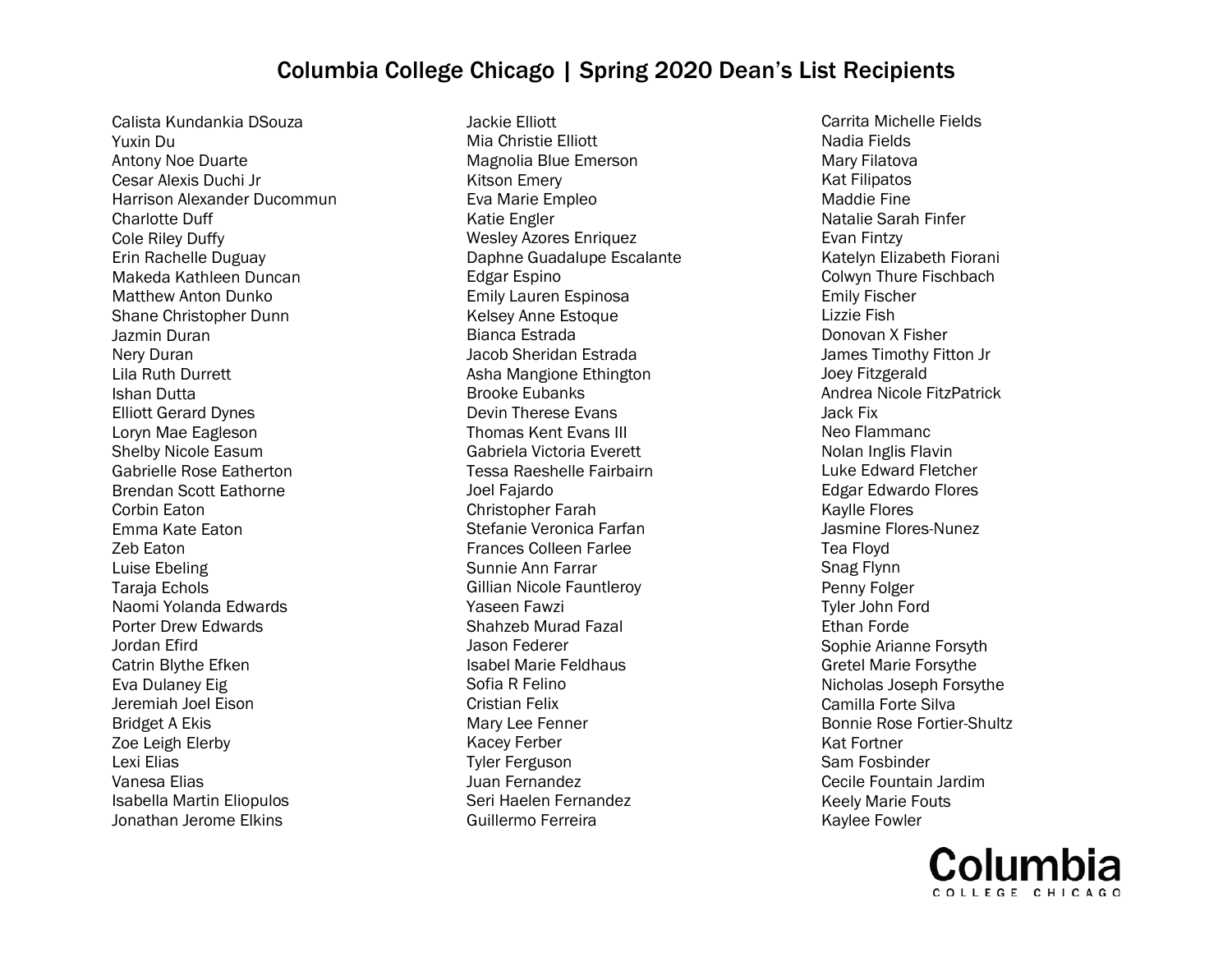# Columbia College Chicago | Spring 2020 Dean's List Recipients

Calista Kundankia DSouza
Yuxin Du
Antony Noe Duarte
Cesar Alexis Duchi Jr
Harrison Alexander Ducommun
Charlotte Duff
Cole Riley Duffy
Erin Rachelle Duguay
Makeda Kathleen Duncan
Matthew Anton Dunko
Shane Christopher Dunn
Jazmin Duran
Nery Duran
Lila Ruth Durrett
Ishan Dutta
Elliott Gerard Dynes
Loryn Mae Eagleson
Shelby Nicole Easum
Gabrielle Rose Eatherton
Brendan Scott Eathorne
Corbin Eaton
Emma Kate Eaton
Zeb Eaton
Luise Ebeling
Taraja Echols
Naomi Yolanda Edwards
Porter Drew Edwards
Jordan Efird
Catrin Blythe Efken
Eva Dulaney Eig
Jeremiah Joel Eison
Bridget A Ekis
Zoe Leigh Elerby
Lexi Elias
Vanesa Elias
Isabella Martin Eliopulos
Jonathan Jerome Elkins
Jackie Elliott
Mia Christie Elliott
Magnolia Blue Emerson
Kitson Emery
Eva Marie Empleo
Katie Engler
Wesley Azores Enriquez
Daphne Guadalupe Escalante
Edgar Espino
Emily Lauren Espinosa
Kelsey Anne Estoque
Bianca Estrada
Jacob Sheridan Estrada
Asha Mangione Ethington
Brooke Eubanks
Devin Therese Evans
Thomas Kent Evans III
Gabriela Victoria Everett
Tessa Raeshelle Fairbairn
Joel Fajardo
Christopher Farah
Stefanie Veronica Farfan
Frances Colleen Farlee
Sunnie Ann Farrar
Gillian Nicole Fauntleroy
Yaseen Fawzi
Shahzeb Murad Fazal
Jason Federer
Isabel Marie Feldhaus
Sofia R Felino
Cristian Felix
Mary Lee Fenner
Kacey Ferber
Tyler Ferguson
Juan Fernandez
Seri Haelen Fernandez
Guillermo Ferreira
Carrita Michelle Fields
Nadia Fields
Mary Filatova
Kat Filipatos
Maddie Fine
Natalie Sarah Finfer
Evan Fintzy
Katelyn Elizabeth Fiorani
Colwyn Thure Fischbach
Emily Fischer
Lizzie Fish
Donovan X Fisher
James Timothy Fitton Jr
Joey Fitzgerald
Andrea Nicole FitzPatrick
Jack Fix
Neo Flammanc
Nolan Inglis Flavin
Luke Edward Fletcher
Edgar Edwardo Flores
Kaylle Flores
Jasmine Flores-Nunez
Tea Floyd
Snag Flynn
Penny Folger
Tyler John Ford
Ethan Forde
Sophie Arianne Forsyth
Gretel Marie Forsythe
Nicholas Joseph Forsythe
Camilla Forte Silva
Bonnie Rose Fortier-Shultz
Kat Fortner
Sam Fosbinder
Cecile Fountain Jardim
Keely Marie Fouts
Kaylee Fowler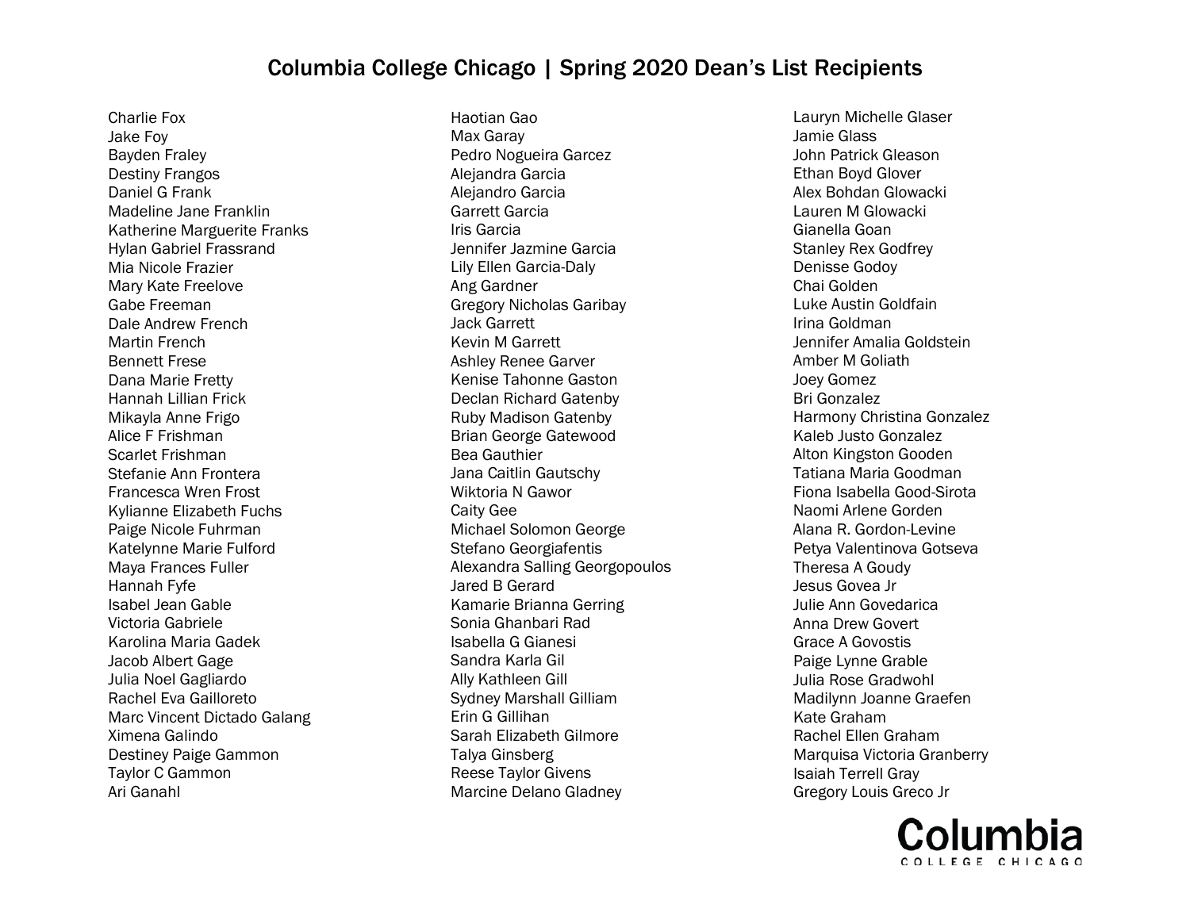# Columbia College Chicago | Spring 2020 Dean's List Recipients

Charlie Fox
Jake Foy
Bayden Fraley
Destiny Frangos
Daniel G Frank
Madeline Jane Franklin
Katherine Marguerite Franks
Hylan Gabriel Frassrand
Mia Nicole Frazier
Mary Kate Freelove
Gabe Freeman
Dale Andrew French
Martin French
Bennett Frese
Dana Marie Fretty
Hannah Lillian Frick
Mikayla Anne Frigo
Alice F Frishman
Scarlet Frishman
Stefanie Ann Frontera
Francesca Wren Frost
Kylianne Elizabeth Fuchs
Paige Nicole Fuhrman
Katelynne Marie Fulford
Maya Frances Fuller
Hannah Fyfe
Isabel Jean Gable
Victoria Gabriele
Karolina Maria Gadek
Jacob Albert Gage
Julia Noel Gagliardo
Rachel Eva Gailloreto
Marc Vincent Dictado Galang
Ximena Galindo
Destiney Paige Gammon
Taylor C Gammon
Ari Ganahl
Haotian Gao
Max Garay
Pedro Nogueira Garcez
Alejandra Garcia
Alejandro Garcia
Garrett Garcia
Iris Garcia
Jennifer Jazmine Garcia
Lily Ellen Garcia-Daly
Ang Gardner
Gregory Nicholas Garibay
Jack Garrett
Kevin M Garrett
Ashley Renee Garver
Kenise Tahonne Gaston
Declan Richard Gatenby
Ruby Madison Gatenby
Brian George Gatewood
Bea Gauthier
Jana Caitlin Gautschy
Wiktoria N Gawor
Caity Gee
Michael Solomon George
Stefano Georgiafentis
Alexandra Salling Georgopoulos
Jared B Gerard
Kamarie Brianna Gerring
Sonia Ghanbari Rad
Isabella G Gianesi
Sandra Karla Gil
Ally Kathleen Gill
Sydney Marshall Gilliam
Erin G Gillihan
Sarah Elizabeth Gilmore
Talya Ginsberg
Reese Taylor Givens
Marcine Delano Gladney
Lauryn Michelle Glaser
Jamie Glass
John Patrick Gleason
Ethan Boyd Glover
Alex Bohdan Glowacki
Lauren M Glowacki
Gianella Goan
Stanley Rex Godfrey
Denisse Godoy
Chai Golden
Luke Austin Goldfain
Irina Goldman
Jennifer Amalia Goldstein
Amber M Goliath
Joey Gomez
Bri Gonzalez
Harmony Christina Gonzalez
Kaleb Justo Gonzalez
Alton Kingston Gooden
Tatiana Maria Goodman
Fiona Isabella Good-Sirota
Naomi Arlene Gorden
Alana R. Gordon-Levine
Petya Valentinova Gotseva
Theresa A Goudy
Jesus Govea Jr
Julie Ann Govedarica
Anna Drew Govert
Grace A Govostis
Paige Lynne Grable
Julia Rose Gradwohl
Madilynn Joanne Graefen
Kate Graham
Rachel Ellen Graham
Marquisa Victoria Granberry
Isaiah Terrell Gray
Gregory Louis Greco Jr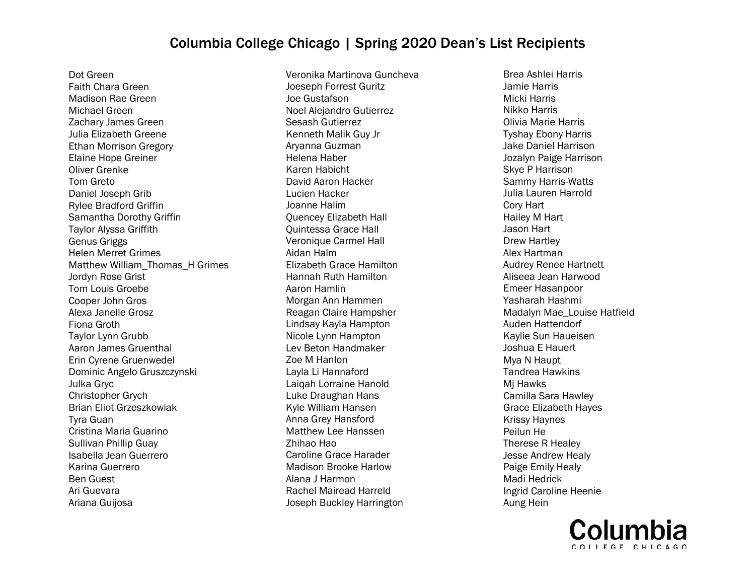# Columbia College Chicago | Spring 2020 Dean's List Recipients

Dot Green
Faith Chara Green
Madison Rae Green
Michael Green
Zachary James Green
Julia Elizabeth Greene
Ethan Morrison Gregory
Elaine Hope Greiner
Oliver Grenke
Tom Greto
Daniel Joseph Grib
Rylee Bradford Griffin
Samantha Dorothy Griffin
Taylor Alyssa Griffith
Genus Griggs
Helen Merret Grimes
Matthew William_Thomas_H Grimes
Jordyn Rose Grist
Tom Louis Groebe
Cooper John Gros
Alexa Janelle Grosz
Fiona Groth
Taylor Lynn Grubb
Aaron James Gruenthal
Erin Cyrene Gruenwedel
Dominic Angelo Gruszczynski
Julka Gryc
Christopher Grych
Brian Eliot Grzeszkowiak
Tyra Guan
Cristina Maria Guarino
Sullivan Phillip Guay
Isabella Jean Guerrero
Karina Guerrero
Ben Guest
Ari Guevara
Ariana Guijosa
Veronika Martinova Guncheva
Joeseph Forrest Guritz
Joe Gustafson
Noel Alejandro Gutierrez
Sesash Gutierrez
Kenneth Malik Guy Jr
Aryanna Guzman
Helena Haber
Karen Habicht
David Aaron Hacker
Lucien Hacker
Joanne Halim
Quencey Elizabeth Hall
Quintessa Grace Hall
Veronique Carmel Hall
Aidan Halm
Elizabeth Grace Hamilton
Hannah Ruth Hamilton
Aaron Hamlin
Morgan Ann Hammen
Reagan Claire Hampsher
Lindsay Kayla Hampton
Nicole Lynn Hampton
Lev Beton Handmaker
Zoe M Hanlon
Layla Li Hannaford
Laiqah Lorraine Hanold
Luke Draughan Hans
Kyle William Hansen
Anna Grey Hansford
Matthew Lee Hanssen
Zhihao Hao
Caroline Grace Harader
Madison Brooke Harlow
Alana J Harmon
Rachel Mairead Harreld
Joseph Buckley Harrington
Brea Ashlei Harris
Jamie Harris
Micki Harris
Nikko Harris
Olivia Marie Harris
Tyshay Ebony Harris
Jake Daniel Harrison
Jozalyn Paige Harrison
Skye P Harrison
Sammy Harris-Watts
Julia Lauren Harrold
Cory Hart
Hailey M Hart
Jason Hart
Drew Hartley
Alex Hartman
Audrey Renee Hartnett
Aliseea Jean Harwood
Emeer Hasanpoor
Yasharah Hashmi
Madalyn Mae_Louise Hatfield
Auden Hattendorf
Kaylie Sun Haueisen
Joshua E Hauert
Mya N Haupt
Tandrea Hawkins
Mj Hawks
Camilla Sara Hawley
Grace Elizabeth Hayes
Krissy Haynes
Peilun He
Therese R Healey
Jesse Andrew Healy
Paige Emily Healy
Madi Hedrick
Ingrid Caroline Heenie
Aung Hein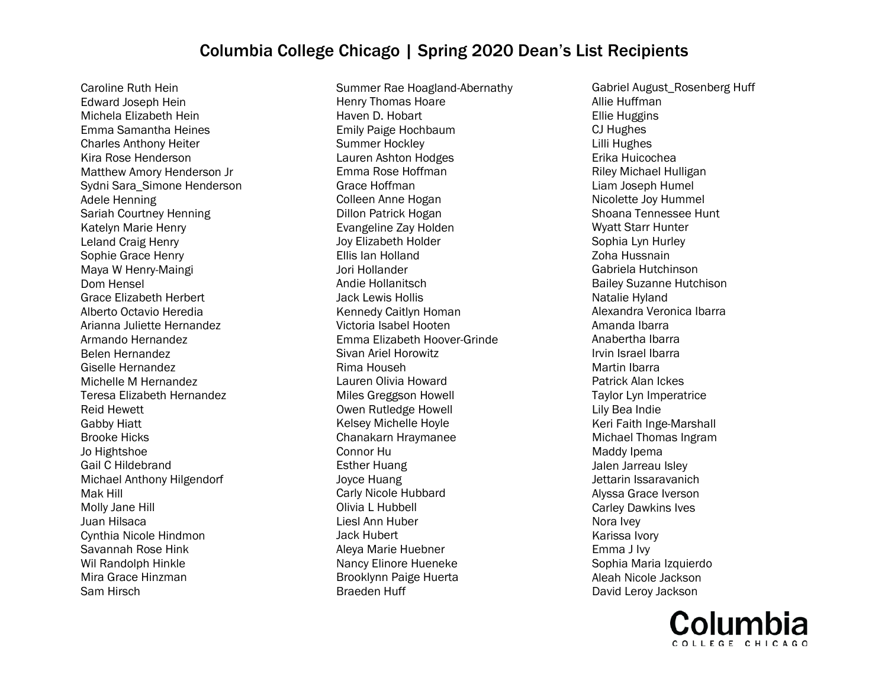# Columbia College Chicago | Spring 2020 Dean's List Recipients

Caroline Ruth Hein
Edward Joseph Hein
Michela Elizabeth Hein
Emma Samantha Heines
Charles Anthony Heiter
Kira Rose Henderson
Matthew Amory Henderson Jr
Sydni Sara_Simone Henderson
Adele Henning
Sariah Courtney Henning
Katelyn Marie Henry
Leland Craig Henry
Sophie Grace Henry
Maya W Henry-Maingi
Dom Hensel
Grace Elizabeth Herbert
Alberto Octavio Heredia
Arianna Juliette Hernandez
Armando Hernandez
Belen Hernandez
Giselle Hernandez
Michelle M Hernandez
Teresa Elizabeth Hernandez
Reid Hewett
Gabby Hiatt
Brooke Hicks
Jo Hightshoe
Gail C Hildebrand
Michael Anthony Hilgendorf
Mak Hill
Molly Jane Hill
Juan Hilsaca
Cynthia Nicole Hindmon
Savannah Rose Hink
Wil Randolph Hinkle
Mira Grace Hinzman
Sam Hirsch
Summer Rae Hoagland-Abernathy
Henry Thomas Hoare
Haven D. Hobart
Emily Paige Hochbaum
Summer Hockley
Lauren Ashton Hodges
Emma Rose Hoffman
Grace Hoffman
Colleen Anne Hogan
Dillon Patrick Hogan
Evangeline Zay Holden
Joy Elizabeth Holder
Ellis Ian Holland
Jori Hollander
Andie Hollanitsch
Jack Lewis Hollis
Kennedy Caitlyn Homan
Victoria Isabel Hooten
Emma Elizabeth Hoover-Grinde
Sivan Ariel Horowitz
Rima Househ
Lauren Olivia Howard
Miles Greggson Howell
Owen Rutledge Howell
Kelsey Michelle Hoyle
Chanakarn Hraymanee
Connor Hu
Esther Huang
Joyce Huang
Carly Nicole Hubbard
Olivia L Hubbell
Liesl Ann Huber
Jack Hubert
Aleya Marie Huebner
Nancy Elinore Hueneke
Brooklynn Paige Huerta
Braeden Huff
Gabriel August_Rosenberg Huff
Allie Huffman
Ellie Huggins
CJ Hughes
Lilli Hughes
Erika Huicochea
Riley Michael Hulligan
Liam Joseph Humel
Nicolette Joy Hummel
Shoana Tennessee Hunt
Wyatt Starr Hunter
Sophia Lyn Hurley
Zoha Hussnain
Gabriela Hutchinson
Bailey Suzanne Hutchison
Natalie Hyland
Alexandra Veronica Ibarra
Amanda Ibarra
Anabertha Ibarra
Irvin Israel Ibarra
Martin Ibarra
Patrick Alan Ickes
Taylor Lyn Imperatrice
Lily Bea Indie
Keri Faith Inge-Marshall
Michael Thomas Ingram
Maddy Ipema
Jalen Jarreau Isley
Jettarin Issaravanich
Alyssa Grace Iverson
Carley Dawkins Ives
Nora Ivey
Karissa Ivory
Emma J Ivy
Sophia Maria Izquierdo
Aleah Nicole Jackson
David Leroy Jackson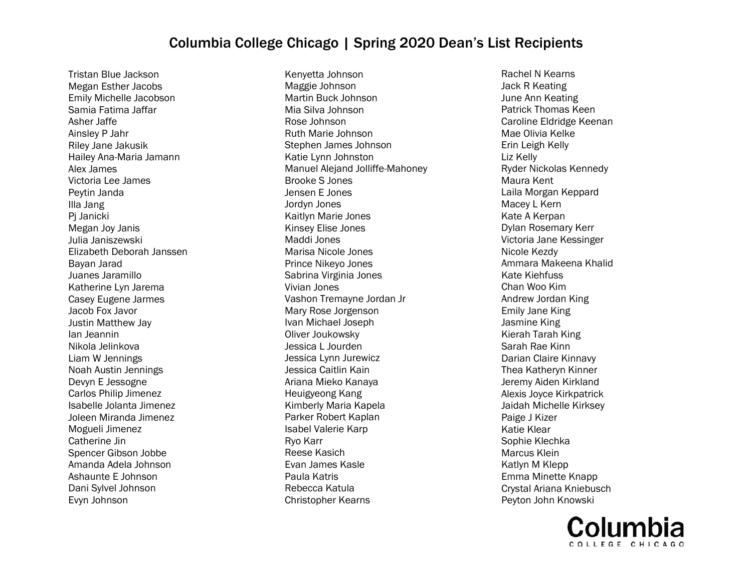# Columbia College Chicago | Spring 2020 Dean's List Recipients

Tristan Blue Jackson
Megan Esther Jacobs
Emily Michelle Jacobson
Samia Fatima Jaffar
Asher Jaffe
Ainsley P Jahr
Riley Jane Jakusik
Hailey Ana-Maria Jamann
Alex James
Victoria Lee James
Peytin Janda
Illa Jang
Pj Janicki
Megan Joy Janis
Julia Janiszewski
Elizabeth Deborah Janssen
Bayan Jarad
Juanes Jaramillo
Katherine Lyn Jarema
Casey Eugene Jarmes
Jacob Fox Javor
Justin Matthew Jay
Ian Jeannin
Nikola Jelinkova
Liam W Jennings
Noah Austin Jennings
Devyn E Jessogne
Carlos Philip Jimenez
Isabelle Jolanta Jimenez
Joleen Miranda Jimenez
Mogueli Jimenez
Catherine Jin
Spencer Gibson Jobbe
Amanda Adela Johnson
Ashaunte E Johnson
Dani Sylvel Johnson
Evyn Johnson
Kenyetta Johnson
Maggie Johnson
Martin Buck Johnson
Mia Silva Johnson
Rose Johnson
Ruth Marie Johnson
Stephen James Johnson
Katie Lynn Johnston
Manuel Alejand Jolliffe-Mahoney
Brooke S Jones
Jensen E Jones
Jordyn Jones
Kaitlyn Marie Jones
Kinsey Elise Jones
Maddi Jones
Marisa Nicole Jones
Prince Nikeyo Jones
Sabrina Virginia Jones
Vivian Jones
Vashon Tremayne Jordan Jr
Mary Rose Jorgenson
Ivan Michael Joseph
Oliver Joukowsky
Jessica L Jourden
Jessica Lynn Jurewicz
Jessica Caitlin Kain
Ariana Mieko Kanaya
Heuigyeong Kang
Kimberly Maria Kapela
Parker Robert Kaplan
Isabel Valerie Karp
Ryo Karr
Reese Kasich
Evan James Kasle
Paula Katris
Rebecca Katula
Christopher Kearns
Rachel N Kearns
Jack R Keating
June Ann Keating
Patrick Thomas Keen
Caroline Eldridge Keenan
Mae Olivia Kelke
Erin Leigh Kelly
Liz Kelly
Ryder Nickolas Kennedy
Maura Kent
Laila Morgan Keppard
Macey L Kern
Kate A Kerpan
Dylan Rosemary Kerr
Victoria Jane Kessinger
Nicole Kezdy
Ammara Makeena Khalid
Kate Kiehfuss
Chan Woo Kim
Andrew Jordan King
Emily Jane King
Jasmine King
Kierah Tarah King
Sarah Rae Kinn
Darian Claire Kinnavy
Thea Katheryn Kinner
Jeremy Aiden Kirkland
Alexis Joyce Kirkpatrick
Jaidah Michelle Kirksey
Paige J Kizer
Katie Klear
Sophie Klechka
Marcus Klein
Katlyn M Klepp
Emma Minette Knapp
Crystal Ariana Kniebusch
Peyton John Knowski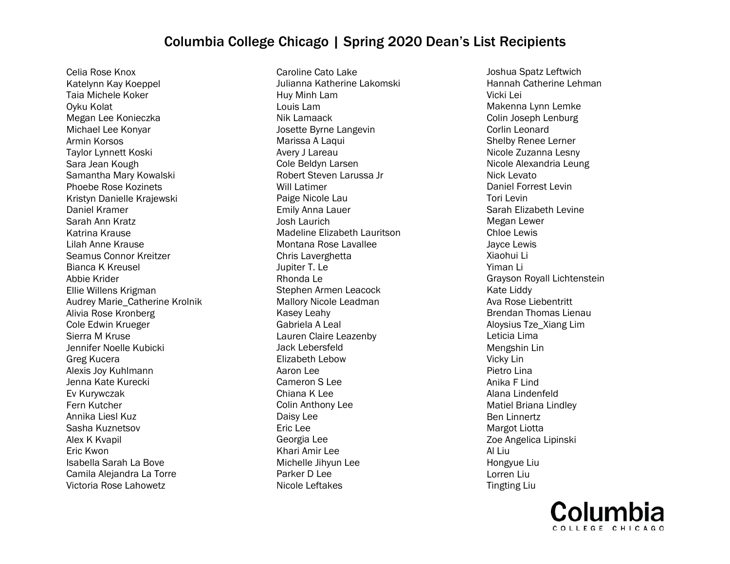# Columbia College Chicago | Spring 2020 Dean's List Recipients

Celia Rose Knox
Katelynn Kay Koeppel
Taia Michele Koker
Oyku Kolat
Megan Lee Konieczka
Michael Lee Konyar
Armin Korsos
Taylor Lynnett Koski
Sara Jean Kough
Samantha Mary Kowalski
Phoebe Rose Kozinets
Kristyn Danielle Krajewski
Daniel Kramer
Sarah Ann Kratz
Katrina Krause
Lilah Anne Krause
Seamus Connor Kreitzer
Bianca K Kreusel
Abbie Krider
Ellie Willens Krigman
Audrey Marie_Catherine Krolnik
Alivia Rose Kronberg
Cole Edwin Krueger
Sierra M Kruse
Jennifer Noelle Kubicki
Greg Kucera
Alexis Joy Kuhlmann
Jenna Kate Kurecki
Ev Kurywczak
Fern Kutcher
Annika Liesl Kuz
Sasha Kuznetsov
Alex K Kvapil
Eric Kwon
Isabella Sarah La Bove
Camila Alejandra La Torre
Victoria Rose Lahowetz
Caroline Cato Lake
Julianna Katherine Lakomski
Huy Minh Lam
Louis Lam
Nik Lamaack
Josette Byrne Langevin
Marissa A Laqui
Avery J Lareau
Cole Beldyn Larsen
Robert Steven Larussa Jr
Will Latimer
Paige Nicole Lau
Emily Anna Lauer
Josh Laurich
Madeline Elizabeth Lauritson
Montana Rose Lavallee
Chris Laverghetta
Jupiter T. Le
Rhonda Le
Stephen Armen Leacock
Mallory Nicole Leadman
Kasey Leahy
Gabriela A Leal
Lauren Claire Leazenby
Jack Lebersfeld
Elizabeth Lebow
Aaron Lee
Cameron S Lee
Chiana K Lee
Colin Anthony Lee
Daisy Lee
Eric Lee
Georgia Lee
Khari Amir Lee
Michelle Jihyun Lee
Parker D Lee
Nicole Leftakes
Joshua Spatz Leftwich
Hannah Catherine Lehman
Vicki Lei
Makenna Lynn Lemke
Colin Joseph Lenburg
Corlin Leonard
Shelby Renee Lerner
Nicole Zuzanna Lesny
Nicole Alexandria Leung
Nick Levato
Daniel Forrest Levin
Tori Levin
Sarah Elizabeth Levine
Megan Lewer
Chloe Lewis
Jayce Lewis
Xiaohui Li
Yiman Li
Grayson Royall Lichtenstein
Kate Liddy
Ava Rose Liebentritt
Brendan Thomas Lienau
Aloysius Tze_Xiang Lim
Leticia Lima
Mengshin Lin
Vicky Lin
Pietro Lina
Anika F Lind
Alana Lindenfeld
Matiel Briana Lindley
Ben Linnertz
Margot Liotta
Zoe Angelica Lipinski
Al Liu
Hongyue Liu
Lorren Liu
Tingting Liu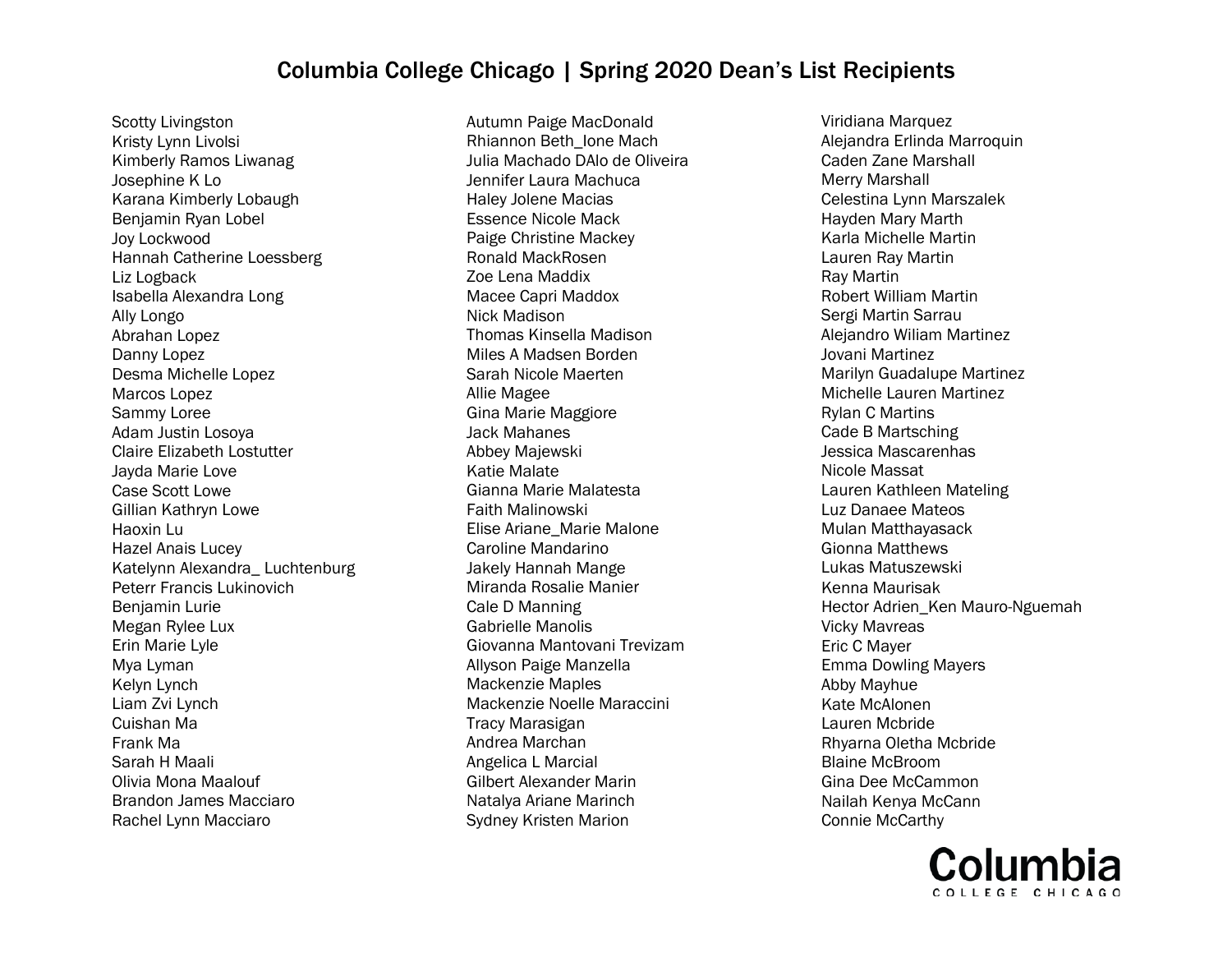# Columbia College Chicago | Spring 2020 Dean's List Recipients

Scotty Livingston
Kristy Lynn Livolsi
Kimberly Ramos Liwanag
Josephine K Lo
Karana Kimberly Lobaugh
Benjamin Ryan Lobel
Joy Lockwood
Hannah Catherine Loessberg
Liz Logback
Isabella Alexandra Long
Ally Longo
Abrahan Lopez
Danny Lopez
Desma Michelle Lopez
Marcos Lopez
Sammy Loree
Adam Justin Losoya
Claire Elizabeth Lostutter
Jayda Marie Love
Case Scott Lowe
Gillian Kathryn Lowe
Haoxin Lu
Hazel Anais Lucey
Katelynn Alexandra_ Luchtenburg
Peterr Francis Lukinovich
Benjamin Lurie
Megan Rylee Lux
Erin Marie Lyle
Mya Lyman
Kelyn Lynch
Liam Zvi Lynch
Cuishan Ma
Frank Ma
Sarah H Maali
Olivia Mona Maalouf
Brandon James Macciaro
Rachel Lynn Macciaro
Autumn Paige MacDonald
Rhiannon Beth_Ione Mach
Julia Machado DAlo de Oliveira
Jennifer Laura Machuca
Haley Jolene Macias
Essence Nicole Mack
Paige Christine Mackey
Ronald MackRosen
Zoe Lena Maddix
Macee Capri Maddox
Nick Madison
Thomas Kinsella Madison
Miles A Madsen Borden
Sarah Nicole Maerten
Allie Magee
Gina Marie Maggiore
Jack Mahanes
Abbey Majewski
Katie Malate
Gianna Marie Malatesta
Faith Malinowski
Elise Ariane_Marie Malone
Caroline Mandarino
Jakely Hannah Mange
Miranda Rosalie Manier
Cale D Manning
Gabrielle Manolis
Giovanna Mantovani Trevizam
Allyson Paige Manzella
Mackenzie Maples
Mackenzie Noelle Maraccini
Tracy Marasigan
Andrea Marchan
Angelica L Marcial
Gilbert Alexander Marin
Natalya Ariane Marinch
Sydney Kristen Marion
Viridiana Marquez
Alejandra Erlinda Marroquin
Caden Zane Marshall
Merry Marshall
Celestina Lynn Marszalek
Hayden Mary Marth
Karla Michelle Martin
Lauren Ray Martin
Ray Martin
Robert William Martin
Sergi Martin Sarrau
Alejandro Wiliam Martinez
Jovani Martinez
Marilyn Guadalupe Martinez
Michelle Lauren Martinez
Rylan C Martins
Cade B Martsching
Jessica Mascarenhas
Nicole Massat
Lauren Kathleen Mateling
Luz Danaee Mateos
Mulan Matthayasack
Gionna Matthews
Lukas Matuszewski
Kenna Maurisak
Hector Adrien_Ken Mauro-Nguemah
Vicky Mavreas
Eric C Mayer
Emma Dowling Mayers
Abby Mayhue
Kate McAlonen
Lauren Mcbride
Rhyarna Oletha Mcbride
Blaine McBroom
Gina Dee McCammon
Nailah Kenya McCann
Connie McCarthy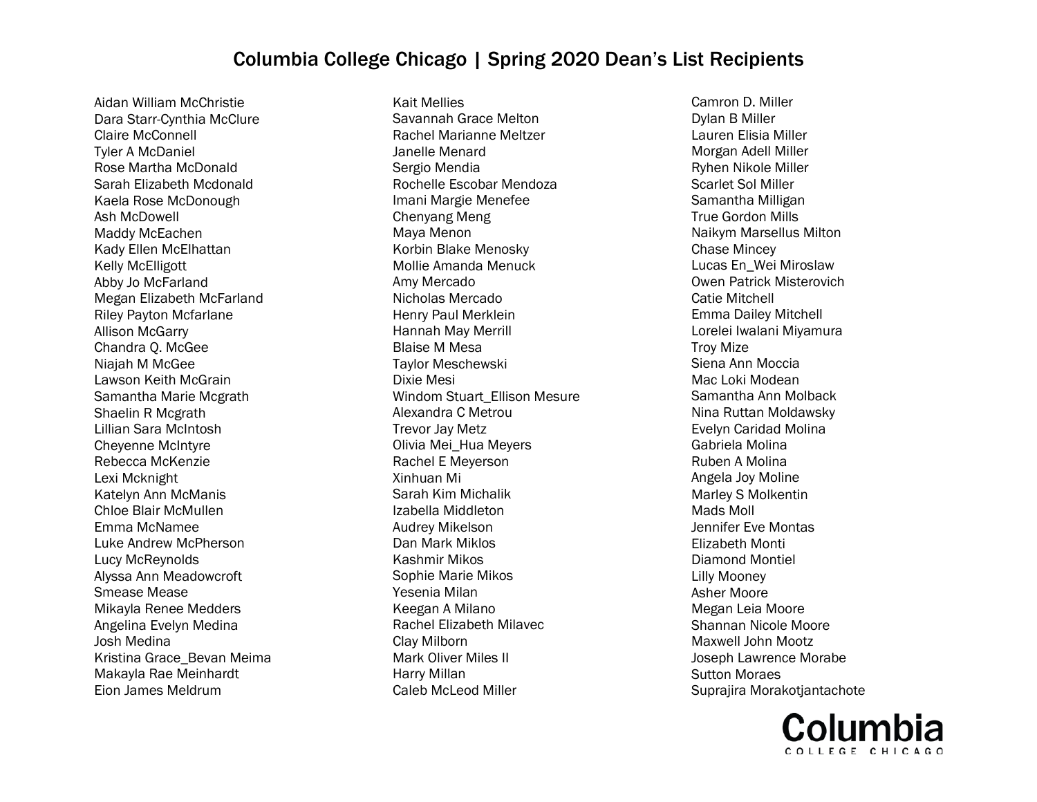# Columbia College Chicago | Spring 2020 Dean's List Recipients

Aidan William McChristie
Dara Starr-Cynthia McClure
Claire McConnell
Tyler A McDaniel
Rose Martha McDonald
Sarah Elizabeth Mcdonald
Kaela Rose McDonough
Ash McDowell
Maddy McEachen
Kady Ellen McElhattan
Kelly McElligott
Abby Jo McFarland
Megan Elizabeth McFarland
Riley Payton Mcfarlane
Allison McGarry
Chandra Q. McGee
Niajah M McGee
Lawson Keith McGrain
Samantha Marie Mcgrath
Shaelin R Mcgrath
Lillian Sara McIntosh
Cheyenne McIntyre
Rebecca McKenzie
Lexi Mcknight
Katelyn Ann McManis
Chloe Blair McMullen
Emma McNamee
Luke Andrew McPherson
Lucy McReynolds
Alyssa Ann Meadowcroft
Smease Mease
Mikayla Renee Medders
Angelina Evelyn Medina
Josh Medina
Kristina Grace_Bevan Meima
Makayla Rae Meinhardt
Eion James Meldrum
Kait Mellies
Savannah Grace Melton
Rachel Marianne Meltzer
Janelle Menard
Sergio Mendia
Rochelle Escobar Mendoza
Imani Margie Menefee
Chenyang Meng
Maya Menon
Korbin Blake Menosky
Mollie Amanda Menuck
Amy Mercado
Nicholas Mercado
Henry Paul Merklein
Hannah May Merrill
Blaise M Mesa
Taylor Meschewski
Dixie Mesi
Windom Stuart_Ellison Mesure
Alexandra C Metrou
Trevor Jay Metz
Olivia Mei_Hua Meyers
Rachel E Meyerson
Xinhuan Mi
Sarah Kim Michalik
Izabella Middleton
Audrey Mikelson
Dan Mark Miklos
Kashmir Mikos
Sophie Marie Mikos
Yesenia Milan
Keegan A Milano
Rachel Elizabeth Milavec
Clay Milborn
Mark Oliver Miles II
Harry Millan
Caleb McLeod Miller
Camron D. Miller
Dylan B Miller
Lauren Elisia Miller
Morgan Adell Miller
Ryhen Nikole Miller
Scarlet Sol Miller
Samantha Milligan
True Gordon Mills
Naikym Marsellus Milton
Chase Mincey
Lucas En_Wei Miroslaw
Owen Patrick Misterovich
Catie Mitchell
Emma Dailey Mitchell
Lorelei Iwalani Miyamura
Troy Mize
Siena Ann Moccia
Mac Loki Modean
Samantha Ann Molback
Nina Ruttan Moldawsky
Evelyn Caridad Molina
Gabriela Molina
Ruben A Molina
Angela Joy Moline
Marley S Molkentin
Mads Moll
Jennifer Eve Montas
Elizabeth Monti
Diamond Montiel
Lilly Mooney
Asher Moore
Megan Leia Moore
Shannan Nicole Moore
Maxwell John Mootz
Joseph Lawrence Morabe
Sutton Moraes
Suprajira Morakotjantachote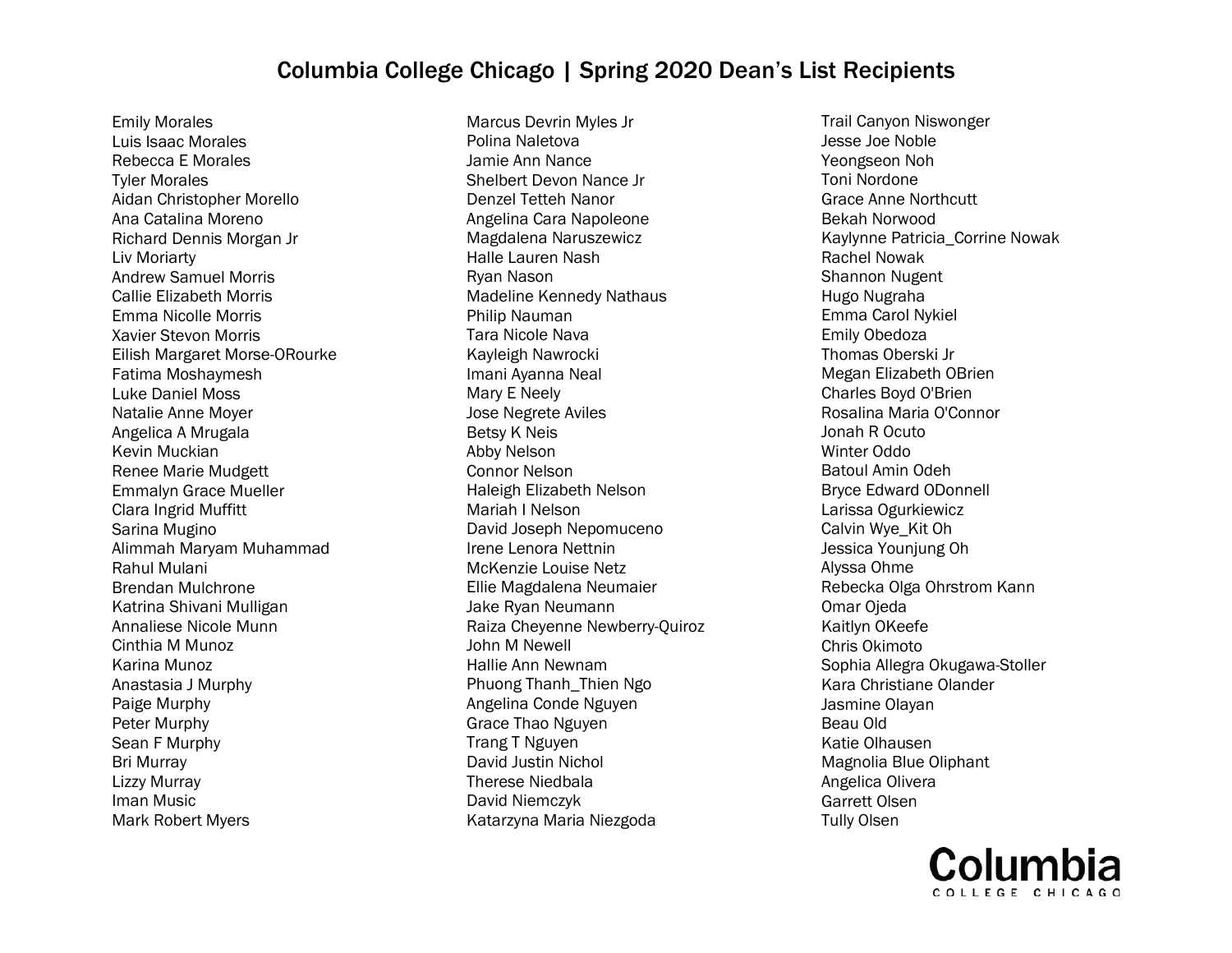# Columbia College Chicago | Spring 2020 Dean's List Recipients

Emily Morales
Luis Isaac Morales
Rebecca E Morales
Tyler Morales
Aidan Christopher Morello
Ana Catalina Moreno
Richard Dennis Morgan Jr
Liv Moriarty
Andrew Samuel Morris
Callie Elizabeth Morris
Emma Nicolle Morris
Xavier Stevon Morris
Eilish Margaret Morse-ORourke
Fatima Moshaymesh
Luke Daniel Moss
Natalie Anne Moyer
Angelica A Mrugala
Kevin Muckian
Renee Marie Mudgett
Emmalyn Grace Mueller
Clara Ingrid Muffitt
Sarina Mugino
Alimmah Maryam Muhammad
Rahul Mulani
Brendan Mulchrone
Katrina Shivani Mulligan
Annaliese Nicole Munn
Cinthia M Munoz
Karina Munoz
Anastasia J Murphy
Paige Murphy
Peter Murphy
Sean F Murphy
Bri Murray
Lizzy Murray
Iman Music
Mark Robert Myers

Marcus Devrin Myles Jr
Polina Naletova
Jamie Ann Nance
Shelbert Devon Nance Jr
Denzel Tetteh Nanor
Angelina Cara Napoleone
Magdalena Naruszewicz
Halle Lauren Nash
Ryan Nason
Madeline Kennedy Nathaus
Philip Nauman
Tara Nicole Nava
Kayleigh Nawrocki
Imani Ayanna Neal
Mary E Neely
Jose Negrete Aviles
Betsy K Neis
Abby Nelson
Connor Nelson
Haleigh Elizabeth Nelson
Mariah I Nelson
David Joseph Nepomuceno
Irene Lenora Nettnin
McKenzie Louise Netz
Ellie Magdalena Neumaier
Jake Ryan Neumann
Raiza Cheyenne Newberry-Quiroz
John M Newell
Hallie Ann Newnam
Phuong Thanh_Thien Ngo
Angelina Conde Nguyen
Grace Thao Nguyen
Trang T Nguyen
David Justin Nichol
Therese Niedbala
David Niemczyk
Katarzyna Maria Niezgoda

Trail Canyon Niswonger
Jesse Joe Noble
Yeongseon Noh
Toni Nordone
Grace Anne Northcutt
Bekah Norwood
Kaylynne Patricia_Corrine Nowak
Rachel Nowak
Shannon Nugent
Hugo Nugraha
Emma Carol Nykiel
Emily Obedoza
Thomas Oberski Jr
Megan Elizabeth OBrien
Charles Boyd O'Brien
Rosalina Maria O'Connor
Jonah R Ocuto
Winter Oddo
Batoul Amin Odeh
Bryce Edward ODonnell
Larissa Ogurkiewicz
Calvin Wye_Kit Oh
Jessica Younjung Oh
Alyssa Ohme
Rebecka Olga Ohrstrom Kann
Omar Ojeda
Kaitlyn OKeefe
Chris Okimoto
Sophia Allegra Okugawa-Stoller
Kara Christiane Olander
Jasmine Olayan
Beau Old
Katie Olhausen
Magnolia Blue Oliphant
Angelica Olivera
Garrett Olsen
Tully Olsen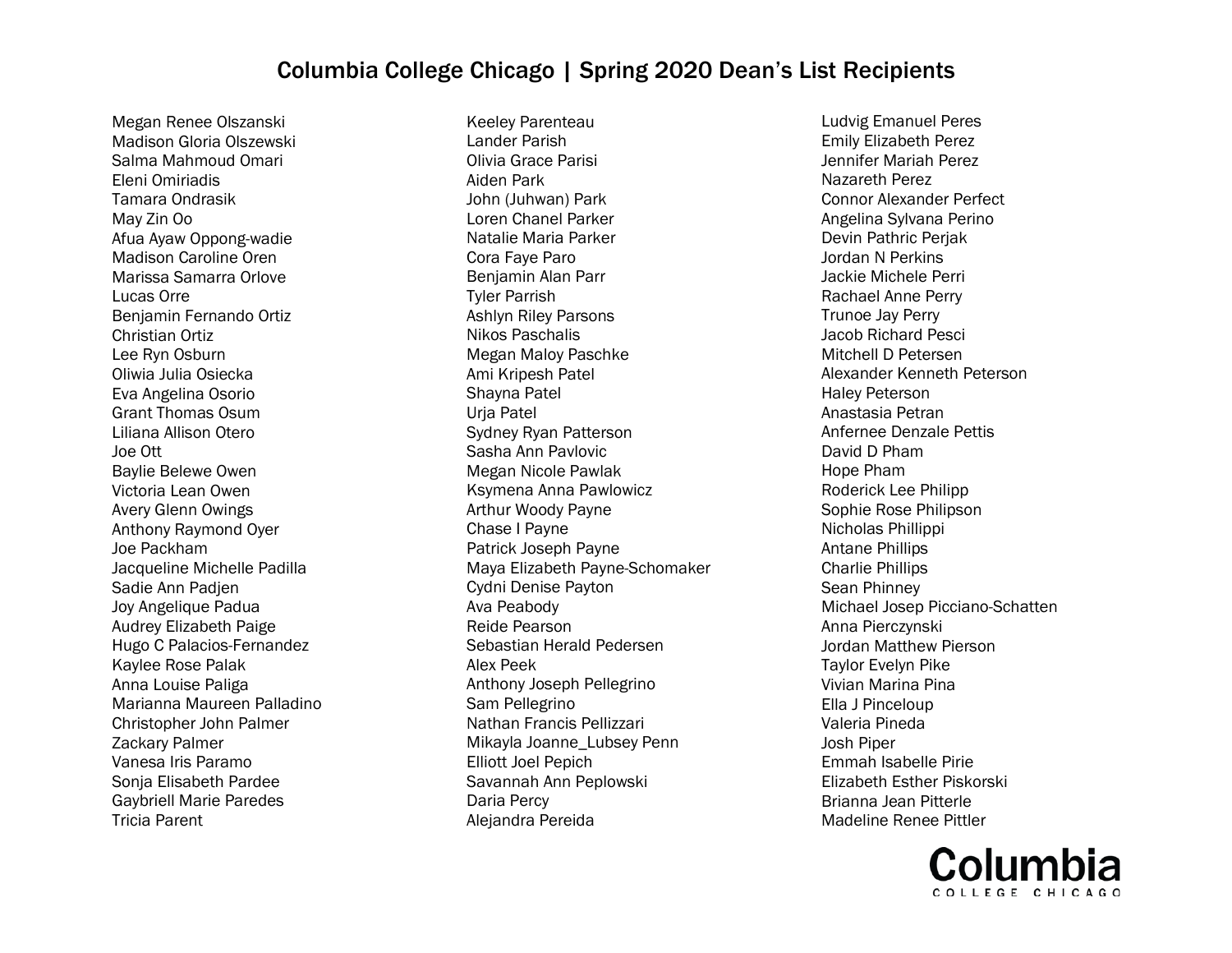# Columbia College Chicago | Spring 2020 Dean's List Recipients

Megan Renee Olszanski
Madison Gloria Olszewski
Salma Mahmoud Omari
Eleni Omiriadis
Tamara Ondrasik
May Zin Oo
Afua Ayaw Oppong-wadie
Madison Caroline Oren
Marissa Samarra Orlove
Lucas Orre
Benjamin Fernando Ortiz
Christian Ortiz
Lee Ryn Osburn
Oliwia Julia Osiecka
Eva Angelina Osorio
Grant Thomas Osum
Liliana Allison Otero
Joe Ott
Baylie Belewe Owen
Victoria Lean Owen
Avery Glenn Owings
Anthony Raymond Oyer
Joe Packham
Jacqueline Michelle Padilla
Sadie Ann Padjen
Joy Angelique Padua
Audrey Elizabeth Paige
Hugo C Palacios-Fernandez
Kaylee Rose Palak
Anna Louise Paliga
Marianna Maureen Palladino
Christopher John Palmer
Zackary Palmer
Vanesa Iris Paramo
Sonja Elisabeth Pardee
Gaybriell Marie Paredes
Tricia Parent
Keeley Parenteau
Lander Parish
Olivia Grace Parisi
Aiden Park
John (Juhwan) Park
Loren Chanel Parker
Natalie Maria Parker
Cora Faye Paro
Benjamin Alan Parr
Tyler Parrish
Ashlyn Riley Parsons
Nikos Paschalis
Megan Maloy Paschke
Ami Kripesh Patel
Shayna Patel
Urja Patel
Sydney Ryan Patterson
Sasha Ann Pavlovic
Megan Nicole Pawlak
Ksymena Anna Pawlowicz
Arthur Woody Payne
Chase I Payne
Patrick Joseph Payne
Maya Elizabeth Payne-Schomaker
Cydni Denise Payton
Ava Peabody
Reide Pearson
Sebastian Herald Pedersen
Alex Peek
Anthony Joseph Pellegrino
Sam Pellegrino
Nathan Francis Pellizzari
Mikayla Joanne_Lubsey Penn
Elliott Joel Pepich
Savannah Ann Peplowski
Daria Percy
Alejandra Pereida
Ludvig Emanuel Peres
Emily Elizabeth Perez
Jennifer Mariah Perez
Nazareth Perez
Connor Alexander Perfect
Angelina Sylvana Perino
Devin Pathric Perjak
Jordan N Perkins
Jackie Michele Perri
Rachael Anne Perry
Trunoe Jay Perry
Jacob Richard Pesci
Mitchell D Petersen
Alexander Kenneth Peterson
Haley Peterson
Anastasia Petran
Anfernee Denzale Pettis
David D Pham
Hope Pham
Roderick Lee Philipp
Sophie Rose Philipson
Nicholas Phillippi
Antane Phillips
Charlie Phillips
Sean Phinney
Michael Josep Picciano-Schatten
Anna Pierczynski
Jordan Matthew Pierson
Taylor Evelyn Pike
Vivian Marina Pina
Ella J Pinceloup
Valeria Pineda
Josh Piper
Emmah Isabelle Pirie
Elizabeth Esther Piskorski
Brianna Jean Pitterle
Madeline Renee Pittler

Columbia
COLLEGE CHICAGO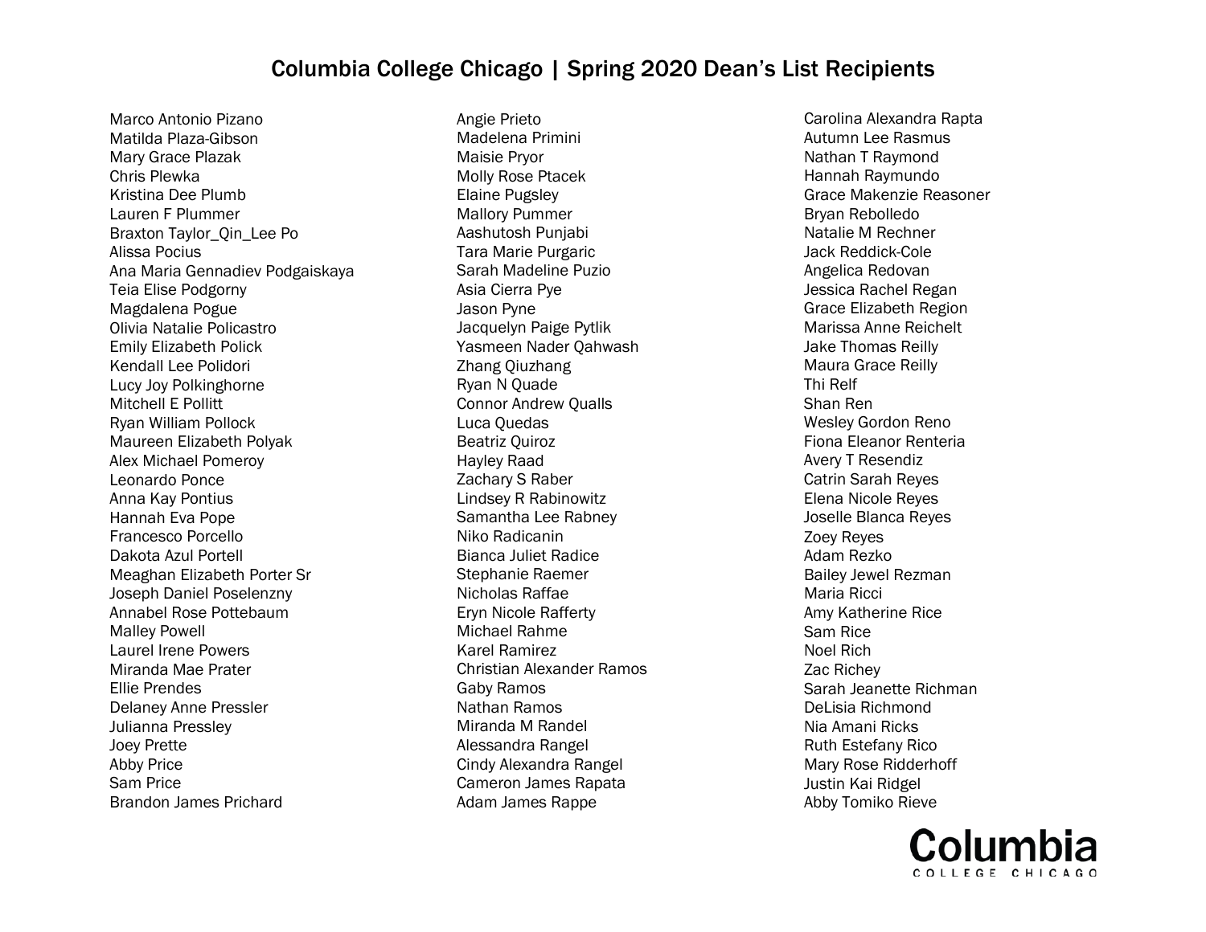# Columbia College Chicago | Spring 2020 Dean's List Recipients

Marco Antonio Pizano
Matilda Plaza-Gibson
Mary Grace Plazak
Chris Plewka
Kristina Dee Plumb
Lauren F Plummer
Braxton Taylor_Qin_Lee Po
Alissa Pocius
Ana Maria Gennadiev Podgaiskaya
Teia Elise Podgorny
Magdalena Pogue
Olivia Natalie Policastro
Emily Elizabeth Polick
Kendall Lee Polidori
Lucy Joy Polkinghorne
Mitchell E Pollitt
Ryan William Pollock
Maureen Elizabeth Polyak
Alex Michael Pomeroy
Leonardo Ponce
Anna Kay Pontius
Hannah Eva Pope
Francesco Porcello
Dakota Azul Portell
Meaghan Elizabeth Porter Sr
Joseph Daniel Poselenzny
Annabel Rose Pottebaum
Malley Powell
Laurel Irene Powers
Miranda Mae Prater
Ellie Prendes
Delaney Anne Pressler
Julianna Pressley
Joey Prette
Abby Price
Sam Price
Brandon James Prichard
Angie Prieto
Madelena Primini
Maisie Pryor
Molly Rose Ptacek
Elaine Pugsley
Mallory Pummer
Aashutosh Punjabi
Tara Marie Purgaric
Sarah Madeline Puzio
Asia Cierra Pye
Jason Pyne
Jacquelyn Paige Pytlik
Yasmeen Nader Qahwash
Zhang Qiuzhang
Ryan N Quade
Connor Andrew Qualls
Luca Quedas
Beatriz Quiroz
Hayley Raad
Zachary S Raber
Lindsey R Rabinowitz
Samantha Lee Rabney
Niko Radicanin
Bianca Juliet Radice
Stephanie Raemer
Nicholas Raffae
Eryn Nicole Rafferty
Michael Rahme
Karel Ramirez
Christian Alexander Ramos
Gaby Ramos
Nathan Ramos
Miranda M Randel
Alessandra Rangel
Cindy Alexandra Rangel
Cameron James Rapata
Adam James Rappe
Carolina Alexandra Rapta
Autumn Lee Rasmus
Nathan T Raymond
Hannah Raymundo
Grace Makenzie Reasoner
Bryan Rebolledo
Natalie M Rechner
Jack Reddick-Cole
Angelica Redovan
Jessica Rachel Regan
Grace Elizabeth Region
Marissa Anne Reichelt
Jake Thomas Reilly
Maura Grace Reilly
Thi Relf
Shan Ren
Wesley Gordon Reno
Fiona Eleanor Renteria
Avery T Resendiz
Catrin Sarah Reyes
Elena Nicole Reyes
Joselle Blanca Reyes
Zoey Reyes
Adam Rezko
Bailey Jewel Rezman
Maria Ricci
Amy Katherine Rice
Sam Rice
Noel Rich
Zac Richey
Sarah Jeanette Richman
DeLisia Richmond
Nia Amani Ricks
Ruth Estefany Rico
Mary Rose Ridderhoff
Justin Kai Ridgel
Abby Tomiko Rieve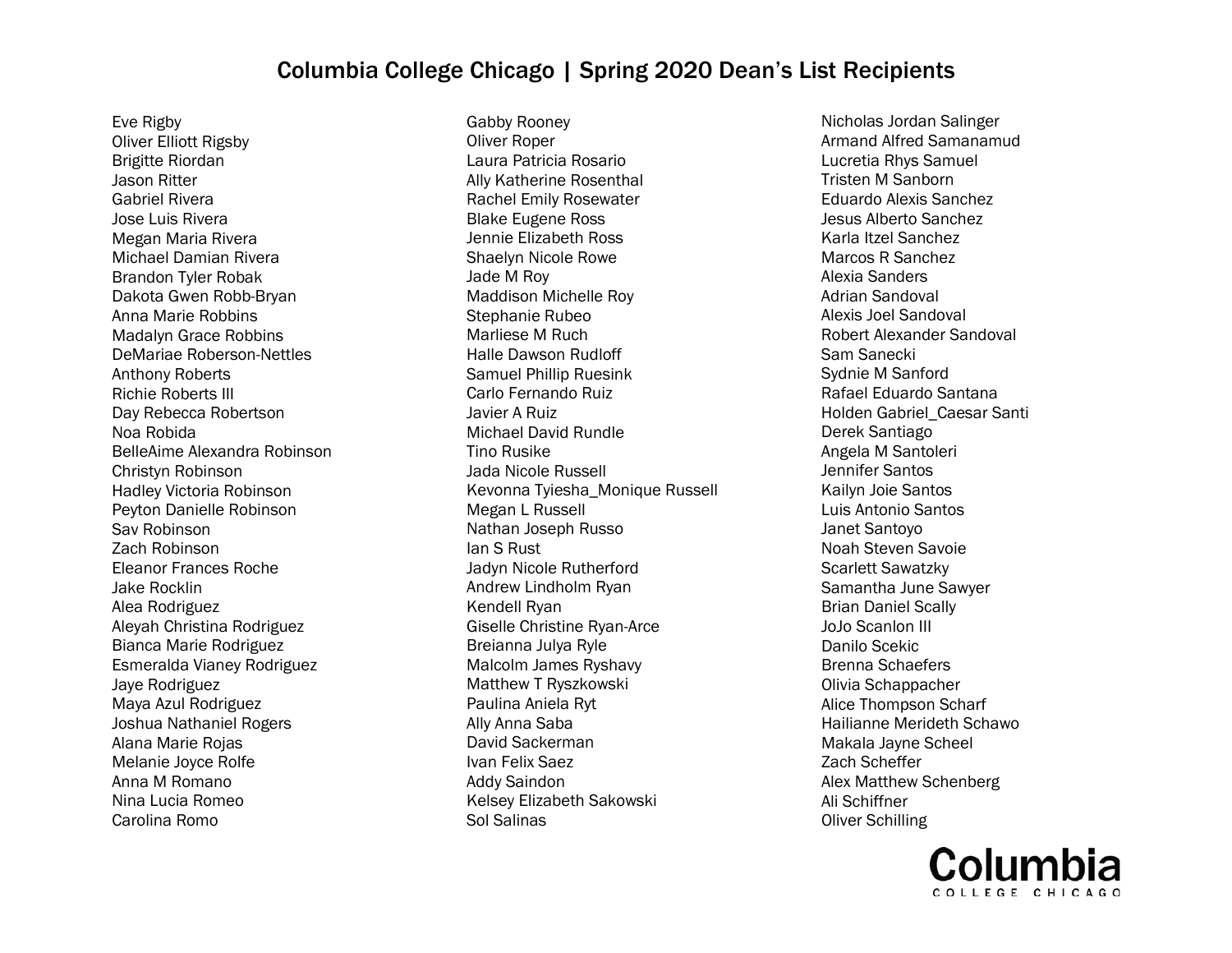# Columbia College Chicago | Spring 2020 Dean's List Recipients

Eve Rigby
Oliver Elliott Rigsby
Brigitte Riordan
Jason Ritter
Gabriel Rivera
Jose Luis Rivera
Megan Maria Rivera
Michael Damian Rivera
Brandon Tyler Robak
Dakota Gwen Robb-Bryan
Anna Marie Robbins
Madalyn Grace Robbins
DeMariae Roberson-Nettles
Anthony Roberts
Richie Roberts III
Day Rebecca Robertson
Noa Robida
BelleAime Alexandra Robinson
Christyn Robinson
Hadley Victoria Robinson
Peyton Danielle Robinson
Sav Robinson
Zach Robinson
Eleanor Frances Roche
Jake Rocklin
Alea Rodriguez
Aleyah Christina Rodriguez
Bianca Marie Rodriguez
Esmeralda Vianey Rodriguez
Jaye Rodriguez
Maya Azul Rodriguez
Joshua Nathaniel Rogers
Alana Marie Rojas
Melanie Joyce Rolfe
Anna M Romano
Nina Lucia Romeo
Carolina Romo
Gabby Rooney
Oliver Roper
Laura Patricia Rosario
Ally Katherine Rosenthal
Rachel Emily Rosewater
Blake Eugene Ross
Jennie Elizabeth Ross
Shaelyn Nicole Rowe
Jade M Roy
Maddison Michelle Roy
Stephanie Rubeo
Marliese M Ruch
Halle Dawson Rudloff
Samuel Phillip Ruesink
Carlo Fernando Ruiz
Javier A Ruiz
Michael David Rundle
Tino Rusike
Jada Nicole Russell
Kevonna Tyiesha_Monique Russell
Megan L Russell
Nathan Joseph Russo
Ian S Rust
Jadyn Nicole Rutherford
Andrew Lindholm Ryan
Kendell Ryan
Giselle Christine Ryan-Arce
Breianna Julya Ryle
Malcolm James Ryshavy
Matthew T Ryszkowski
Paulina Aniela Ryt
Ally Anna Saba
David Sackerman
Ivan Felix Saez
Addy Saindon
Kelsey Elizabeth Sakowski
Sol Salinas
Nicholas Jordan Salinger
Armand Alfred Samanamud
Lucretia Rhys Samuel
Tristen M Sanborn
Eduardo Alexis Sanchez
Jesus Alberto Sanchez
Karla Itzel Sanchez
Marcos R Sanchez
Alexia Sanders
Adrian Sandoval
Alexis Joel Sandoval
Robert Alexander Sandoval
Sam Sanecki
Sydnie M Sanford
Rafael Eduardo Santana
Holden Gabriel_Caesar Santi
Derek Santiago
Angela M Santoleri
Jennifer Santos
Kailyn Joie Santos
Luis Antonio Santos
Janet Santoyo
Noah Steven Savoie
Scarlett Sawatzky
Samantha June Sawyer
Brian Daniel Scally
JoJo Scanlon III
Danilo Scekic
Brenna Schaefers
Olivia Schappacher
Alice Thompson Scharf
Hailianne Merideth Schawo
Makala Jayne Scheel
Zach Scheffer
Alex Matthew Schenberg
Ali Schiffner
Oliver Schilling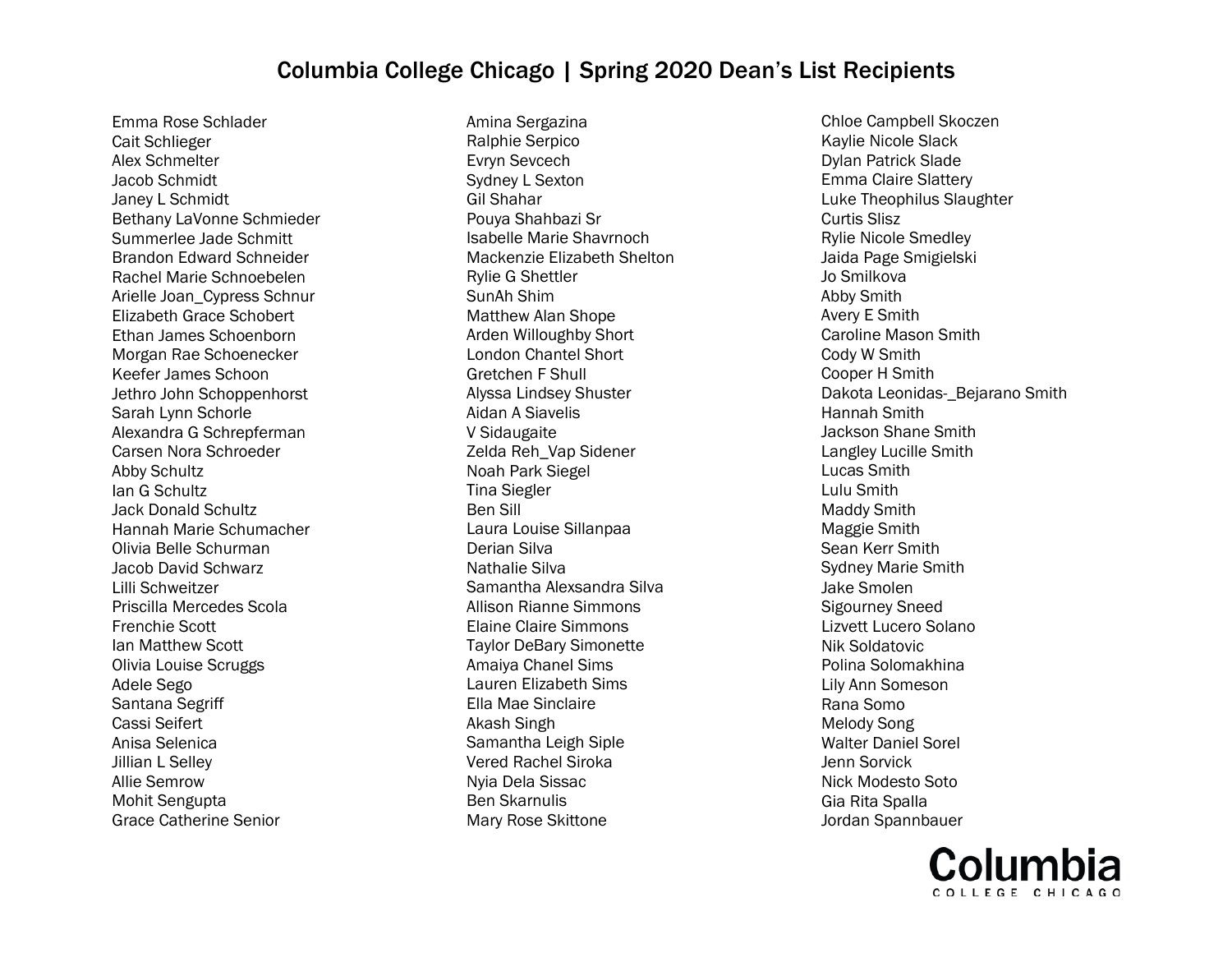# Columbia College Chicago | Spring 2020 Dean's List Recipients

Emma Rose Schlader
Cait Schlieger
Alex Schmelter
Jacob Schmidt
Janey L Schmidt
Bethany LaVonne Schmieder
Summerlee Jade Schmitt
Brandon Edward Schneider
Rachel Marie Schnoebelen
Arielle Joan_Cypress Schnur
Elizabeth Grace Schobert
Ethan James Schoenborn
Morgan Rae Schoenecker
Keefer James Schoon
Jethro John Schoppenhorst
Sarah Lynn Schorle
Alexandra G Schrepferman
Carsen Nora Schroeder
Abby Schultz
Ian G Schultz
Jack Donald Schultz
Hannah Marie Schumacher
Olivia Belle Schurman
Jacob David Schwarz
Lilli Schweitzer
Priscilla Mercedes Scola
Frenchie Scott
Ian Matthew Scott
Olivia Louise Scruggs
Adele Sego
Santana Segriff
Cassi Seifert
Anisa Selenica
Jillian L Selley
Allie Semrow
Mohit Sengupta
Grace Catherine Senior
Amina Sergazina
Ralphie Serpico
Evryn Sevcech
Sydney L Sexton
Gil Shahar
Pouya Shahbazi Sr
Isabelle Marie Shavrnoch
Mackenzie Elizabeth Shelton
Rylie G Shettler
SunAh Shim
Matthew Alan Shope
Arden Willoughby Short
London Chantel Short
Gretchen F Shull
Alyssa Lindsey Shuster
Aidan A Siavelis
V Sidaugaite
Zelda Reh_Vap Sidener
Noah Park Siegel
Tina Siegler
Ben Sill
Laura Louise Sillanpaa
Derian Silva
Nathalie Silva
Samantha Alexsandra Silva
Allison Rianne Simmons
Elaine Claire Simmons
Taylor DeBary Simonette
Amaiya Chanel Sims
Lauren Elizabeth Sims
Ella Mae Sinclaire
Akash Singh
Samantha Leigh Siple
Vered Rachel Siroka
Nyia Dela Sissac
Ben Skarnulis
Mary Rose Skittone
Chloe Campbell Skoczen
Kaylie Nicole Slack
Dylan Patrick Slade
Emma Claire Slattery
Luke Theophilus Slaughter
Curtis Slisz
Rylie Nicole Smedley
Jaida Page Smigielski
Jo Smilkova
Abby Smith
Avery E Smith
Caroline Mason Smith
Cody W Smith
Cooper H Smith
Dakota Leonidas-_Bejarano Smith
Hannah Smith
Jackson Shane Smith
Langley Lucille Smith
Lucas Smith
Lulu Smith
Maddy Smith
Maggie Smith
Sean Kerr Smith
Sydney Marie Smith
Jake Smolen
Sigourney Sneed
Lizvett Lucero Solano
Nik Soldatovic
Polina Solomakhina
Lily Ann Someson
Rana Somo
Melody Song
Walter Daniel Sorel
Jenn Sorvick
Nick Modesto Soto
Gia Rita Spalla
Jordan Spannbauer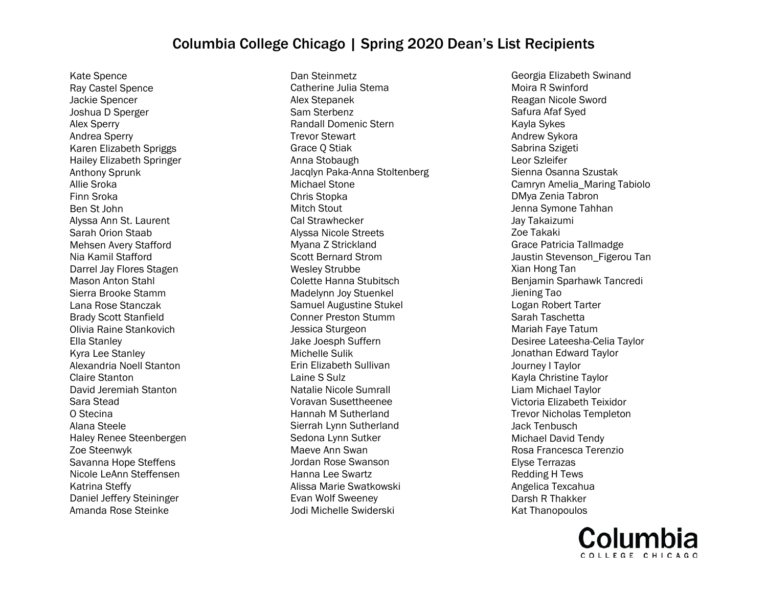# Columbia College Chicago | Spring 2020 Dean's List Recipients

Kate Spence
Ray Castel Spence
Jackie Spencer
Joshua D Sperger
Alex Sperry
Andrea Sperry
Karen Elizabeth Spriggs
Hailey Elizabeth Springer
Anthony Sprunk
Allie Sroka
Finn Sroka
Ben St John
Alyssa Ann St. Laurent
Sarah Orion Staab
Mehsen Avery Stafford
Nia Kamil Stafford
Darrel Jay Flores Stagen
Mason Anton Stahl
Sierra Brooke Stamm
Lana Rose Stanczak
Brady Scott Stanfield
Olivia Raine Stankovich
Ella Stanley
Kyra Lee Stanley
Alexandria Noell Stanton
Claire Stanton
David Jeremiah Stanton
Sara Stead
O Stecina
Alana Steele
Haley Renee Steenbergen
Zoe Steenwyk
Savanna Hope Steffens
Nicole LeAnn Steffensen
Katrina Steffy
Daniel Jeffery Steininger
Amanda Rose Steinke
Dan Steinmetz
Catherine Julia Stema
Alex Stepanek
Sam Sterbenz
Randall Domenic Stern
Trevor Stewart
Grace Q Stiak
Anna Stobaugh
Jacqlyn Paka-Anna Stoltenberg
Michael Stone
Chris Stopka
Mitch Stout
Cal Strawhecker
Alyssa Nicole Streets
Myana Z Strickland
Scott Bernard Strom
Wesley Strubbe
Colette Hanna Stubitsch
Madelynn Joy Stuenkel
Samuel Augustine Stukel
Conner Preston Stumm
Jessica Sturgeon
Jake Joesph Suffern
Michelle Sulik
Erin Elizabeth Sullivan
Laine S Sulz
Natalie Nicole Sumrall
Voravan Susettheenee
Hannah M Sutherland
Sierrah Lynn Sutherland
Sedona Lynn Sutker
Maeve Ann Swan
Jordan Rose Swanson
Hanna Lee Swartz
Alissa Marie Swatkowski
Evan Wolf Sweeney
Jodi Michelle Swiderski
Georgia Elizabeth Swinand
Moira R Swinford
Reagan Nicole Sword
Safura Afaf Syed
Kayla Sykes
Andrew Sykora
Sabrina Szigeti
Leor Szleifer
Sienna Osanna Szustak
Camryn Amelia_Maring Tabiolo
DMya Zenia Tabron
Jenna Symone Tahhan
Jay Takaizumi
Zoe Takaki
Grace Patricia Tallmadge
Jaustin Stevenson_Figerou Tan
Xian Hong Tan
Benjamin Sparhawk Tancredi
Jiening Tao
Logan Robert Tarter
Sarah Taschetta
Mariah Faye Tatum
Desiree Lateesha-Celia Taylor
Jonathan Edward Taylor
Journey I Taylor
Kayla Christine Taylor
Liam Michael Taylor
Victoria Elizabeth Teixidor
Trevor Nicholas Templeton
Jack Tenbusch
Michael David Tendy
Rosa Francesca Terenzio
Elyse Terrazas
Redding H Tews
Angelica Texcahua
Darsh R Thakker
Kat Thanopoulos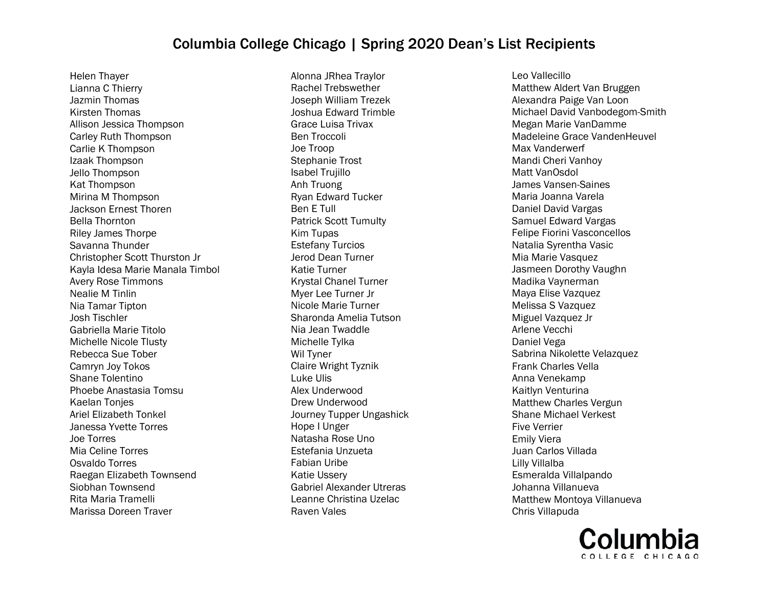# Columbia College Chicago | Spring 2020 Dean's List Recipients

Helen Thayer
Lianna C Thierry
Jazmin Thomas
Kirsten Thomas
Allison Jessica Thompson
Carley Ruth Thompson
Carlie K Thompson
Izaak Thompson
Jello Thompson
Kat Thompson
Mirina M Thompson
Jackson Ernest Thoren
Bella Thornton
Riley James Thorpe
Savanna Thunder
Christopher Scott Thurston Jr
Kayla Idesa Marie Manala Timbol
Avery Rose Timmons
Nealie M Tinlin
Nia Tamar Tipton
Josh Tischler
Gabriella Marie Titolo
Michelle Nicole Tlusty
Rebecca Sue Tober
Camryn Joy Tokos
Shane Tolentino
Phoebe Anastasia Tomsu
Kaelan Tonjes
Ariel Elizabeth Tonkel
Janessa Yvette Torres
Joe Torres
Mia Celine Torres
Osvaldo Torres
Raegan Elizabeth Townsend
Siobhan Townsend
Rita Maria Tramelli
Marissa Doreen Traver
Alonna JRhea Traylor
Rachel Trebswether
Joseph William Trezek
Joshua Edward Trimble
Grace Luisa Trivax
Ben Troccoli
Joe Troop
Stephanie Trost
Isabel Trujillo
Anh Truong
Ryan Edward Tucker
Ben E Tull
Patrick Scott Tumulty
Kim Tupas
Estefany Turcios
Jerod Dean Turner
Katie Turner
Krystal Chanel Turner
Myer Lee Turner Jr
Nicole Marie Turner
Sharonda Amelia Tutson
Nia Jean Twaddle
Michelle Tylka
Wil Tyner
Claire Wright Tyznik
Luke Ulis
Alex Underwood
Drew Underwood
Journey Tupper Ungashick
Hope I Unger
Natasha Rose Uno
Estefania Unzueta
Fabian Uribe
Katie Ussery
Gabriel Alexander Utreras
Leanne Christina Uzelac
Raven Vales
Leo Vallecillo
Matthew Aldert Van Bruggen
Alexandra Paige Van Loon
Michael David Vanbodegom-Smith
Megan Marie VanDamme
Madeleine Grace VandenHeuvel
Max Vanderwerf
Mandi Cheri Vanhoy
Matt VanOsdol
James Vansen-Saines
Maria Joanna Varela
Daniel David Vargas
Samuel Edward Vargas
Felipe Fiorini Vasconcellos
Natalia Syrentha Vasic
Mia Marie Vasquez
Jasmeen Dorothy Vaughn
Madika Vaynerman
Maya Elise Vazquez
Melissa S Vazquez
Miguel Vazquez Jr
Arlene Vecchi
Daniel Vega
Sabrina Nikolette Velazquez
Frank Charles Vella
Anna Venekamp
Kaitlyn Venturina
Matthew Charles Vergun
Shane Michael Verkest
Five Verrier
Emily Viera
Juan Carlos Villada
Lilly Villalba
Esmeralda Villalpando
Johanna Villanueva
Matthew Montoya Villanueva
Chris Villapuda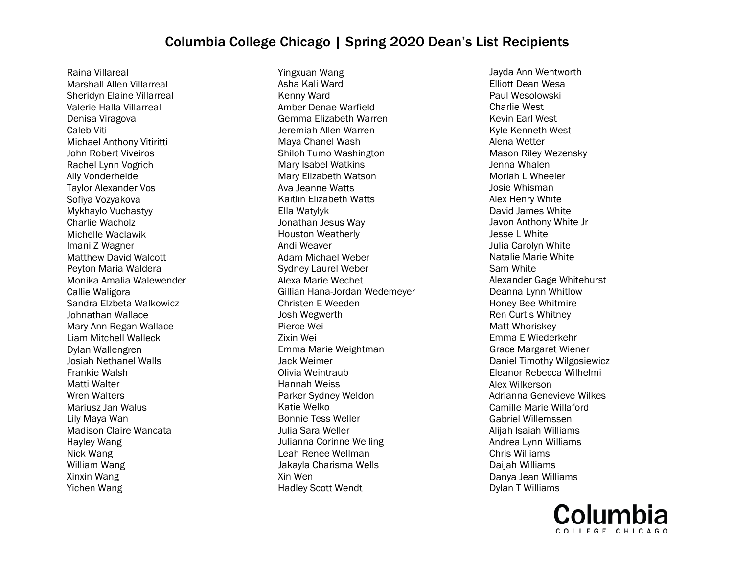# Columbia College Chicago | Spring 2020 Dean's List Recipients

Raina Villareal
Marshall Allen Villarreal
Sheridyn Elaine Villarreal
Valerie Halla Villarreal
Denisa Viragova
Caleb Viti
Michael Anthony Vitiritti
John Robert Viveiros
Rachel Lynn Vogrich
Ally Vonderheide
Taylor Alexander Vos
Sofiya Vozyakova
Mykhaylo Vuchastyy
Charlie Wacholz
Michelle Waclawik
Imani Z Wagner
Matthew David Walcott
Peyton Maria Waldera
Monika Amalia Walewender
Callie Waligora
Sandra Elzbeta Walkowicz
Johnathan Wallace
Mary Ann Regan Wallace
Liam Mitchell Walleck
Dylan Wallengren
Josiah Nethanel Walls
Frankie Walsh
Matti Walter
Wren Walters
Mariusz Jan Walus
Lily Maya Wan
Madison Claire Wancata
Hayley Wang
Nick Wang
William Wang
Xinxin Wang
Yichen Wang
Yingxuan Wang
Asha Kali Ward
Kenny Ward
Amber Denae Warfield
Gemma Elizabeth Warren
Jeremiah Allen Warren
Maya Chanel Wash
Shiloh Tumo Washington
Mary Isabel Watkins
Mary Elizabeth Watson
Ava Jeanne Watts
Kaitlin Elizabeth Watts
Ella Watylyk
Jonathan Jesus Way
Houston Weatherly
Andi Weaver
Adam Michael Weber
Sydney Laurel Weber
Alexa Marie Wechet
Gillian Hana-Jordan Wedemeyer
Christen E Weeden
Josh Wegwerth
Pierce Wei
Zixin Wei
Emma Marie Weightman
Jack Weimer
Olivia Weintraub
Hannah Weiss
Parker Sydney Weldon
Katie Welko
Bonnie Tess Weller
Julia Sara Weller
Julianna Corinne Welling
Leah Renee Wellman
Jakayla Charisma Wells
Xin Wen
Hadley Scott Wendt
Jayda Ann Wentworth
Elliott Dean Wesa
Paul Wesolowski
Charlie West
Kevin Earl West
Kyle Kenneth West
Alena Wetter
Mason Riley Wezensky
Jenna Whalen
Moriah L Wheeler
Josie Whisman
Alex Henry White
David James White
Javon Anthony White Jr
Jesse L White
Julia Carolyn White
Natalie Marie White
Sam White
Alexander Gage Whitehurst
Deanna Lynn Whitlow
Honey Bee Whitmire
Ren Curtis Whitney
Matt Whoriskey
Emma E Wiederkehr
Grace Margaret Wiener
Daniel Timothy Wilgosiewicz
Eleanor Rebecca Wilhelmi
Alex Wilkerson
Adrianna Genevieve Wilkes
Camille Marie Willaford
Gabriel Willemssen
Alijah Isaiah Williams
Andrea Lynn Williams
Chris Williams
Daijah Williams
Danya Jean Williams
Dylan T Williams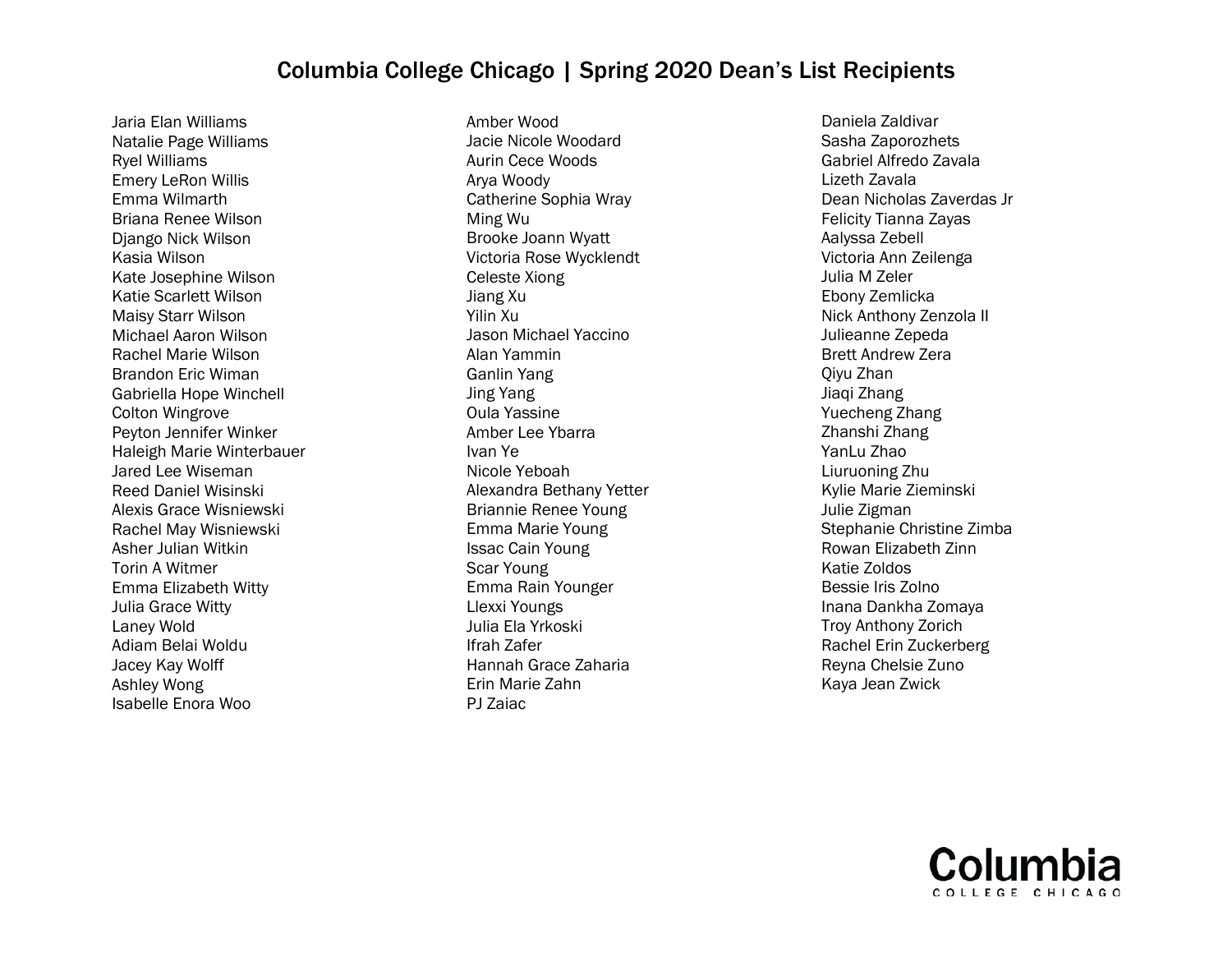# Columbia College Chicago | Spring 2020 Dean's List Recipients

Jaria Elan Williams
Natalie Page Williams
Ryel Williams
Emery LeRon Willis
Emma Wilmarth
Briana Renee Wilson
Django Nick Wilson
Kasia Wilson
Kate Josephine Wilson
Katie Scarlett Wilson
Maisy Starr Wilson
Michael Aaron Wilson
Rachel Marie Wilson
Brandon Eric Wiman
Gabriella Hope Winchell
Colton Wingrove
Peyton Jennifer Winker
Haleigh Marie Winterbauer
Jared Lee Wiseman
Reed Daniel Wisinski
Alexis Grace Wisniewski
Rachel May Wisniewski
Asher Julian Witkin
Torin A Witmer
Emma Elizabeth Witty
Julia Grace Witty
Laney Wold
Adiam Belai Woldu
Jacey Kay Wolff
Ashley Wong
Isabelle Enora Woo
Amber Wood
Jacie Nicole Woodard
Aurin Cece Woods
Arya Woody
Catherine Sophia Wray
Ming Wu
Brooke Joann Wyatt
Victoria Rose Wycklendt
Celeste Xiong
Jiang Xu
Yilin Xu
Jason Michael Yaccino
Alan Yammin
Ganlin Yang
Jing Yang
Oula Yassine
Amber Lee Ybarra
Ivan Ye
Nicole Yeboah
Alexandra Bethany Yetter
Briannie Renee Young
Emma Marie Young
Issac Cain Young
Scar Young
Emma Rain Younger
Llexxi Youngs
Julia Ela Yrkoski
Ifrah Zafer
Hannah Grace Zaharia
Erin Marie Zahn
PJ Zaiac
Daniela Zaldivar
Sasha Zaporozhets
Gabriel Alfredo Zavala
Lizeth Zavala
Dean Nicholas Zaverdas Jr
Felicity Tianna Zayas
Aalyssa Zebell
Victoria Ann Zeilenga
Julia M Zeler
Ebony Zemlicka
Nick Anthony Zenzola II
Julieanne Zepeda
Brett Andrew Zera
Qiyu Zhan
Jiaqi Zhang
Yuecheng Zhang
Zhanshi Zhang
YanLu Zhao
Liuruoning Zhu
Kylie Marie Zieminski
Julie Zigman
Stephanie Christine Zimba
Rowan Elizabeth Zinn
Katie Zoldos
Bessie Iris Zolno
Inana Dankha Zomaya
Troy Anthony Zorich
Rachel Erin Zuckerberg
Reyna Chelsie Zuno
Kaya Jean Zwick

Columbia
COLLEGE CHICAGO